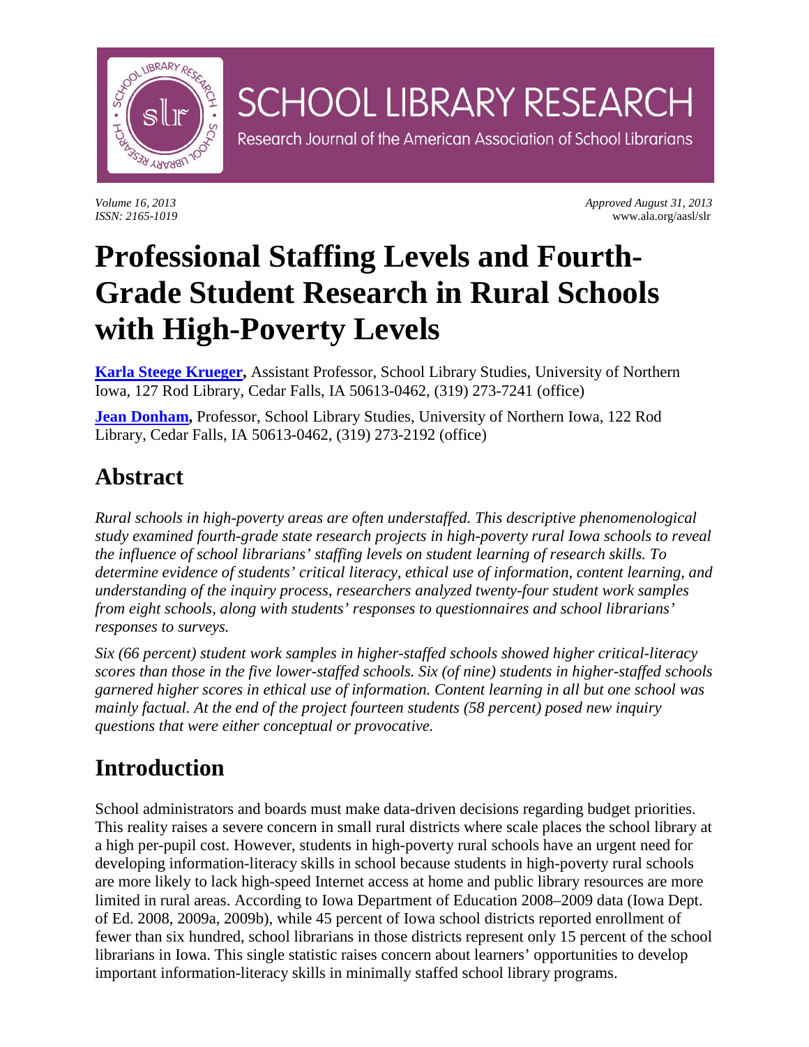# SCHOOL LIBRARY RESEARCH

Research Journal of the American Association of School Librarians

*Volume 16, 2013*
*ISSN: 2165-1019*

*Approved August 31, 2013*
www.ala.org/aasl/slr

# Professional Staffing Levels and Fourth-Grade Student Research in Rural Schools with High-Poverty Levels

**Karla Steege Krueger,** Assistant Professor, School Library Studies, University of Northern Iowa, 127 Rod Library, Cedar Falls, IA 50613-0462, (319) 273-7241 (office)

**Jean Donham,** Professor, School Library Studies, University of Northern Iowa, 122 Rod Library, Cedar Falls, IA 50613-0462, (319) 273-2192 (office)

## Abstract

*Rural schools in high-poverty areas are often understaffed. This descriptive phenomenological study examined fourth-grade state research projects in high-poverty rural Iowa schools to reveal the influence of school librarians' staffing levels on student learning of research skills. To determine evidence of students' critical literacy, ethical use of information, content learning, and understanding of the inquiry process, researchers analyzed twenty-four student work samples from eight schools, along with students' responses to questionnaires and school librarians' responses to surveys.*

*Six (66 percent) student work samples in higher-staffed schools showed higher critical-literacy scores than those in the five lower-staffed schools. Six (of nine) students in higher-staffed schools garnered higher scores in ethical use of information. Content learning in all but one school was mainly factual. At the end of the project fourteen students (58 percent) posed new inquiry questions that were either conceptual or provocative.*

## Introduction

School administrators and boards must make data-driven decisions regarding budget priorities. This reality raises a severe concern in small rural districts where scale places the school library at a high per-pupil cost. However, students in high-poverty rural schools have an urgent need for developing information-literacy skills in school because students in high-poverty rural schools are more likely to lack high-speed Internet access at home and public library resources are more limited in rural areas. According to Iowa Department of Education 2008–2009 data (Iowa Dept. of Ed. 2008, 2009a, 2009b), while 45 percent of Iowa school districts reported enrollment of fewer than six hundred, school librarians in those districts represent only 15 percent of the school librarians in Iowa. This single statistic raises concern about learners' opportunities to develop important information-literacy skills in minimally staffed school library programs.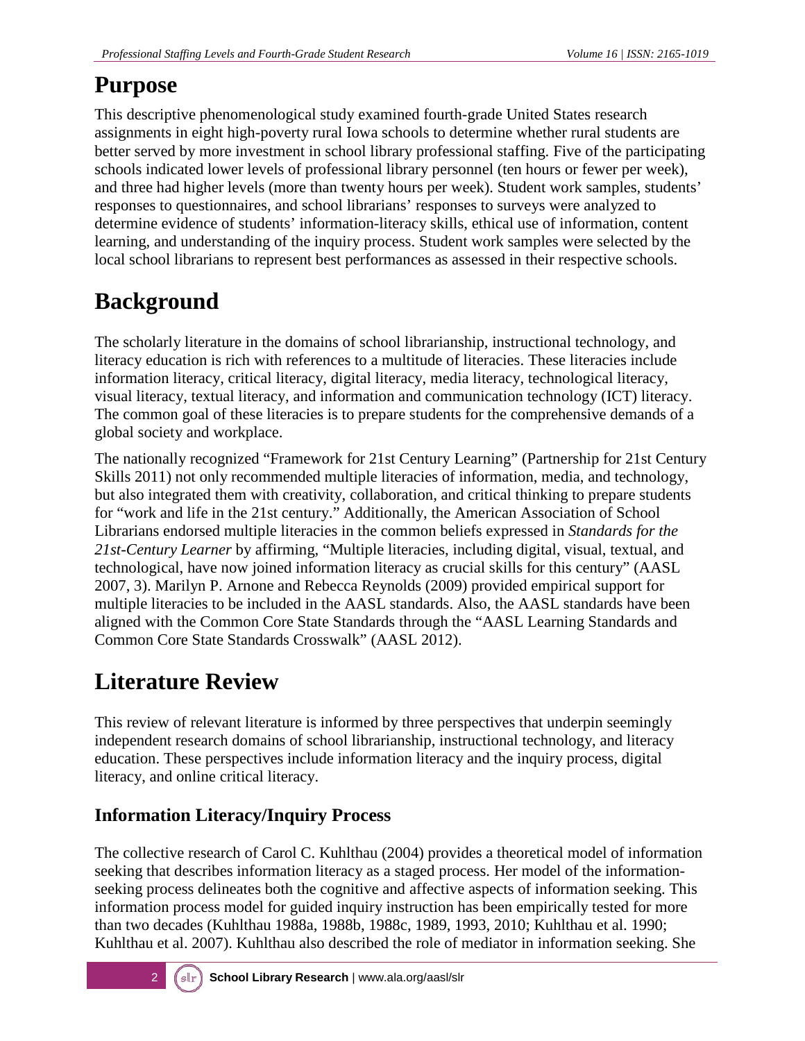# Purpose

This descriptive phenomenological study examined fourth-grade United States research assignments in eight high-poverty rural Iowa schools to determine whether rural students are better served by more investment in school library professional staffing. Five of the participating schools indicated lower levels of professional library personnel (ten hours or fewer per week), and three had higher levels (more than twenty hours per week). Student work samples, students' responses to questionnaires, and school librarians' responses to surveys were analyzed to determine evidence of students' information-literacy skills, ethical use of information, content learning, and understanding of the inquiry process. Student work samples were selected by the local school librarians to represent best performances as assessed in their respective schools.

# Background

The scholarly literature in the domains of school librarianship, instructional technology, and literacy education is rich with references to a multitude of literacies. These literacies include information literacy, critical literacy, digital literacy, media literacy, technological literacy, visual literacy, textual literacy, and information and communication technology (ICT) literacy. The common goal of these literacies is to prepare students for the comprehensive demands of a global society and workplace.

The nationally recognized "Framework for 21st Century Learning" (Partnership for 21st Century Skills 2011) not only recommended multiple literacies of information, media, and technology, but also integrated them with creativity, collaboration, and critical thinking to prepare students for "work and life in the 21st century." Additionally, the American Association of School Librarians endorsed multiple literacies in the common beliefs expressed in *Standards for the 21st-Century Learner* by affirming, "Multiple literacies, including digital, visual, textual, and technological, have now joined information literacy as crucial skills for this century" (AASL 2007, 3). Marilyn P. Arnone and Rebecca Reynolds (2009) provided empirical support for multiple literacies to be included in the AASL standards. Also, the AASL standards have been aligned with the Common Core State Standards through the "AASL Learning Standards and Common Core State Standards Crosswalk" (AASL 2012).

# Literature Review

This review of relevant literature is informed by three perspectives that underpin seemingly independent research domains of school librarianship, instructional technology, and literacy education. These perspectives include information literacy and the inquiry process, digital literacy, and online critical literacy.

## Information Literacy/Inquiry Process

The collective research of Carol C. Kuhlthau (2004) provides a theoretical model of information seeking that describes information literacy as a staged process. Her model of the information-seeking process delineates both the cognitive and affective aspects of information seeking. This information process model for guided inquiry instruction has been empirically tested for more than two decades (Kuhlthau 1988a, 1988b, 1988c, 1989, 1993, 2010; Kuhlthau et al. 1990; Kuhlthau et al. 2007). Kuhlthau also described the role of mediator in information seeking. She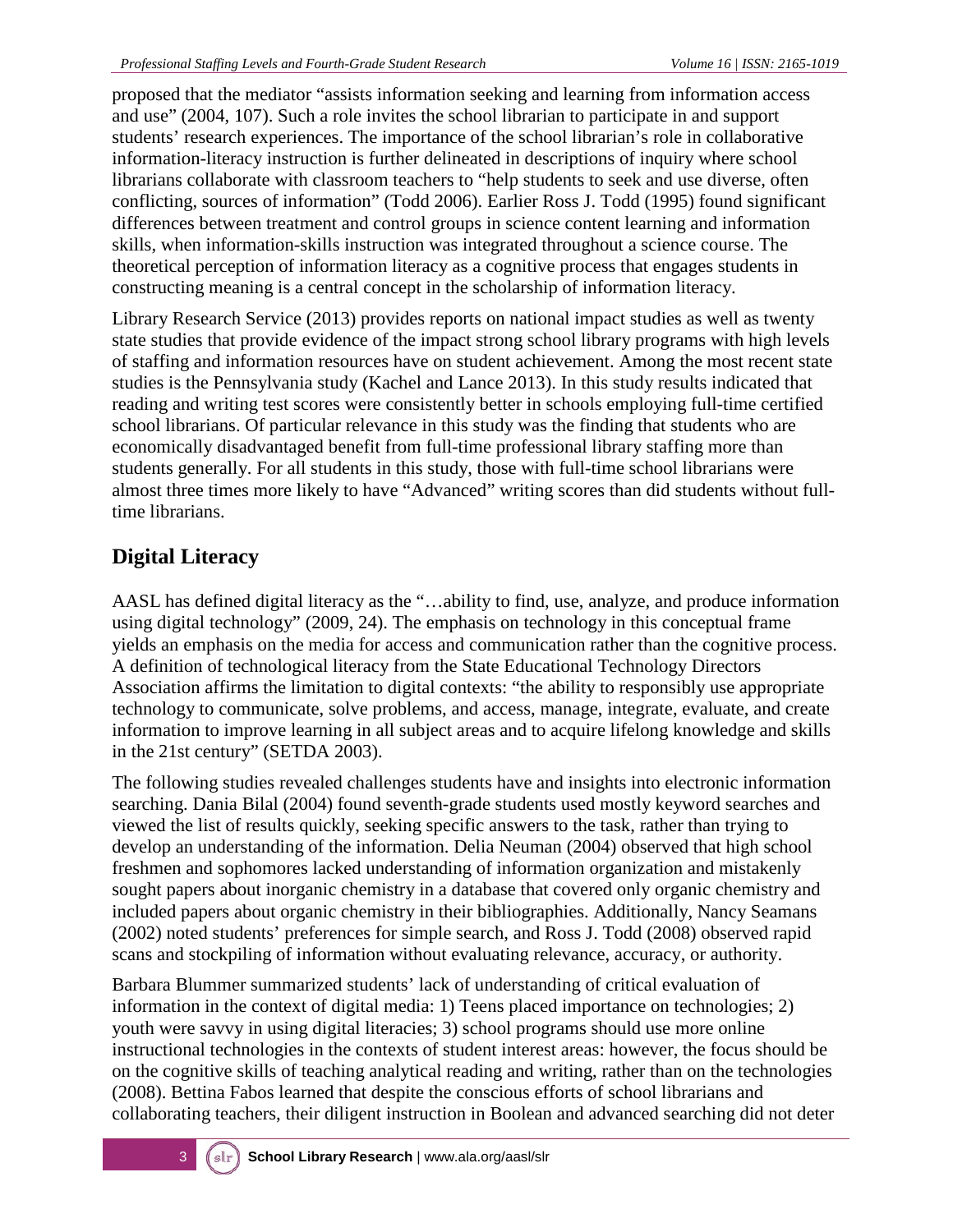proposed that the mediator "assists information seeking and learning from information access and use" (2004, 107). Such a role invites the school librarian to participate in and support students' research experiences. The importance of the school librarian's role in collaborative information-literacy instruction is further delineated in descriptions of inquiry where school librarians collaborate with classroom teachers to "help students to seek and use diverse, often conflicting, sources of information" (Todd 2006). Earlier Ross J. Todd (1995) found significant differences between treatment and control groups in science content learning and information skills, when information-skills instruction was integrated throughout a science course. The theoretical perception of information literacy as a cognitive process that engages students in constructing meaning is a central concept in the scholarship of information literacy.

Library Research Service (2013) provides reports on national impact studies as well as twenty state studies that provide evidence of the impact strong school library programs with high levels of staffing and information resources have on student achievement. Among the most recent state studies is the Pennsylvania study (Kachel and Lance 2013). In this study results indicated that reading and writing test scores were consistently better in schools employing full-time certified school librarians. Of particular relevance in this study was the finding that students who are economically disadvantaged benefit from full-time professional library staffing more than students generally. For all students in this study, those with full-time school librarians were almost three times more likely to have "Advanced" writing scores than did students without full-time librarians.

## Digital Literacy

AASL has defined digital literacy as the "…ability to find, use, analyze, and produce information using digital technology" (2009, 24). The emphasis on technology in this conceptual frame yields an emphasis on the media for access and communication rather than the cognitive process. A definition of technological literacy from the State Educational Technology Directors Association affirms the limitation to digital contexts: "the ability to responsibly use appropriate technology to communicate, solve problems, and access, manage, integrate, evaluate, and create information to improve learning in all subject areas and to acquire lifelong knowledge and skills in the 21st century" (SETDA 2003).

The following studies revealed challenges students have and insights into electronic information searching. Dania Bilal (2004) found seventh-grade students used mostly keyword searches and viewed the list of results quickly, seeking specific answers to the task, rather than trying to develop an understanding of the information. Delia Neuman (2004) observed that high school freshmen and sophomores lacked understanding of information organization and mistakenly sought papers about inorganic chemistry in a database that covered only organic chemistry and included papers about organic chemistry in their bibliographies. Additionally, Nancy Seamans (2002) noted students' preferences for simple search, and Ross J. Todd (2008) observed rapid scans and stockpiling of information without evaluating relevance, accuracy, or authority.

Barbara Blummer summarized students' lack of understanding of critical evaluation of information in the context of digital media: 1) Teens placed importance on technologies; 2) youth were savvy in using digital literacies; 3) school programs should use more online instructional technologies in the contexts of student interest areas: however, the focus should be on the cognitive skills of teaching analytical reading and writing, rather than on the technologies (2008). Bettina Fabos learned that despite the conscious efforts of school librarians and collaborating teachers, their diligent instruction in Boolean and advanced searching did not deter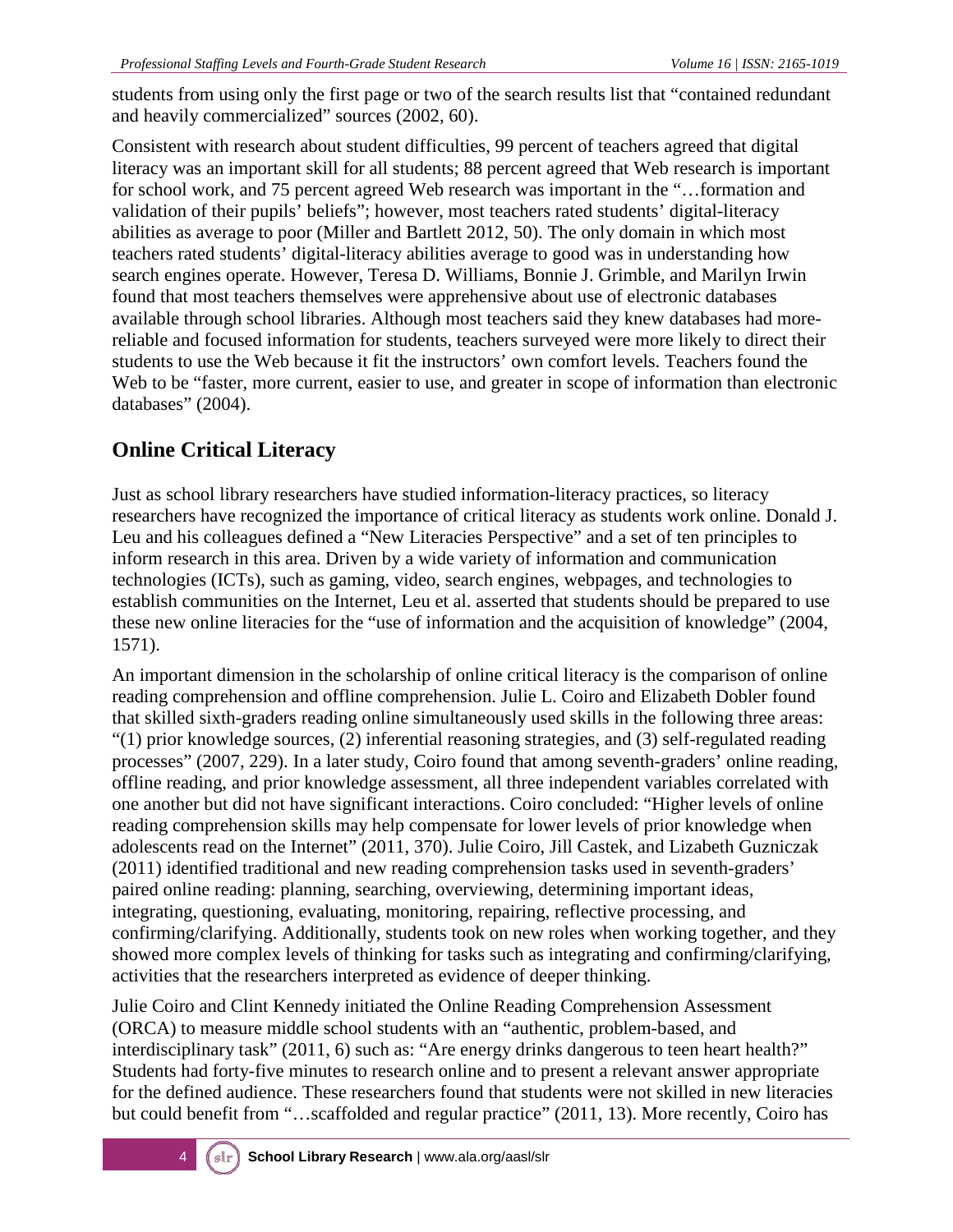students from using only the first page or two of the search results list that "contained redundant and heavily commercialized" sources (2002, 60).

Consistent with research about student difficulties, 99 percent of teachers agreed that digital literacy was an important skill for all students; 88 percent agreed that Web research is important for school work, and 75 percent agreed Web research was important in the "…formation and validation of their pupils' beliefs"; however, most teachers rated students' digital-literacy abilities as average to poor (Miller and Bartlett 2012, 50). The only domain in which most teachers rated students' digital-literacy abilities average to good was in understanding how search engines operate. However, Teresa D. Williams, Bonnie J. Grimble, and Marilyn Irwin found that most teachers themselves were apprehensive about use of electronic databases available through school libraries. Although most teachers said they knew databases had more-reliable and focused information for students, teachers surveyed were more likely to direct their students to use the Web because it fit the instructors' own comfort levels. Teachers found the Web to be "faster, more current, easier to use, and greater in scope of information than electronic databases" (2004).

## Online Critical Literacy

Just as school library researchers have studied information-literacy practices, so literacy researchers have recognized the importance of critical literacy as students work online. Donald J. Leu and his colleagues defined a "New Literacies Perspective" and a set of ten principles to inform research in this area. Driven by a wide variety of information and communication technologies (ICTs), such as gaming, video, search engines, webpages, and technologies to establish communities on the Internet, Leu et al. asserted that students should be prepared to use these new online literacies for the "use of information and the acquisition of knowledge" (2004, 1571).

An important dimension in the scholarship of online critical literacy is the comparison of online reading comprehension and offline comprehension. Julie L. Coiro and Elizabeth Dobler found that skilled sixth-graders reading online simultaneously used skills in the following three areas: "(1) prior knowledge sources, (2) inferential reasoning strategies, and (3) self-regulated reading processes" (2007, 229). In a later study, Coiro found that among seventh-graders' online reading, offline reading, and prior knowledge assessment, all three independent variables correlated with one another but did not have significant interactions. Coiro concluded: "Higher levels of online reading comprehension skills may help compensate for lower levels of prior knowledge when adolescents read on the Internet" (2011, 370). Julie Coiro, Jill Castek, and Lizabeth Guzniczak (2011) identified traditional and new reading comprehension tasks used in seventh-graders' paired online reading: planning, searching, overviewing, determining important ideas, integrating, questioning, evaluating, monitoring, repairing, reflective processing, and confirming/clarifying. Additionally, students took on new roles when working together, and they showed more complex levels of thinking for tasks such as integrating and confirming/clarifying, activities that the researchers interpreted as evidence of deeper thinking.

Julie Coiro and Clint Kennedy initiated the Online Reading Comprehension Assessment (ORCA) to measure middle school students with an "authentic, problem-based, and interdisciplinary task" (2011, 6) such as: "Are energy drinks dangerous to teen heart health?" Students had forty-five minutes to research online and to present a relevant answer appropriate for the defined audience. These researchers found that students were not skilled in new literacies but could benefit from "…scaffolded and regular practice" (2011, 13). More recently, Coiro has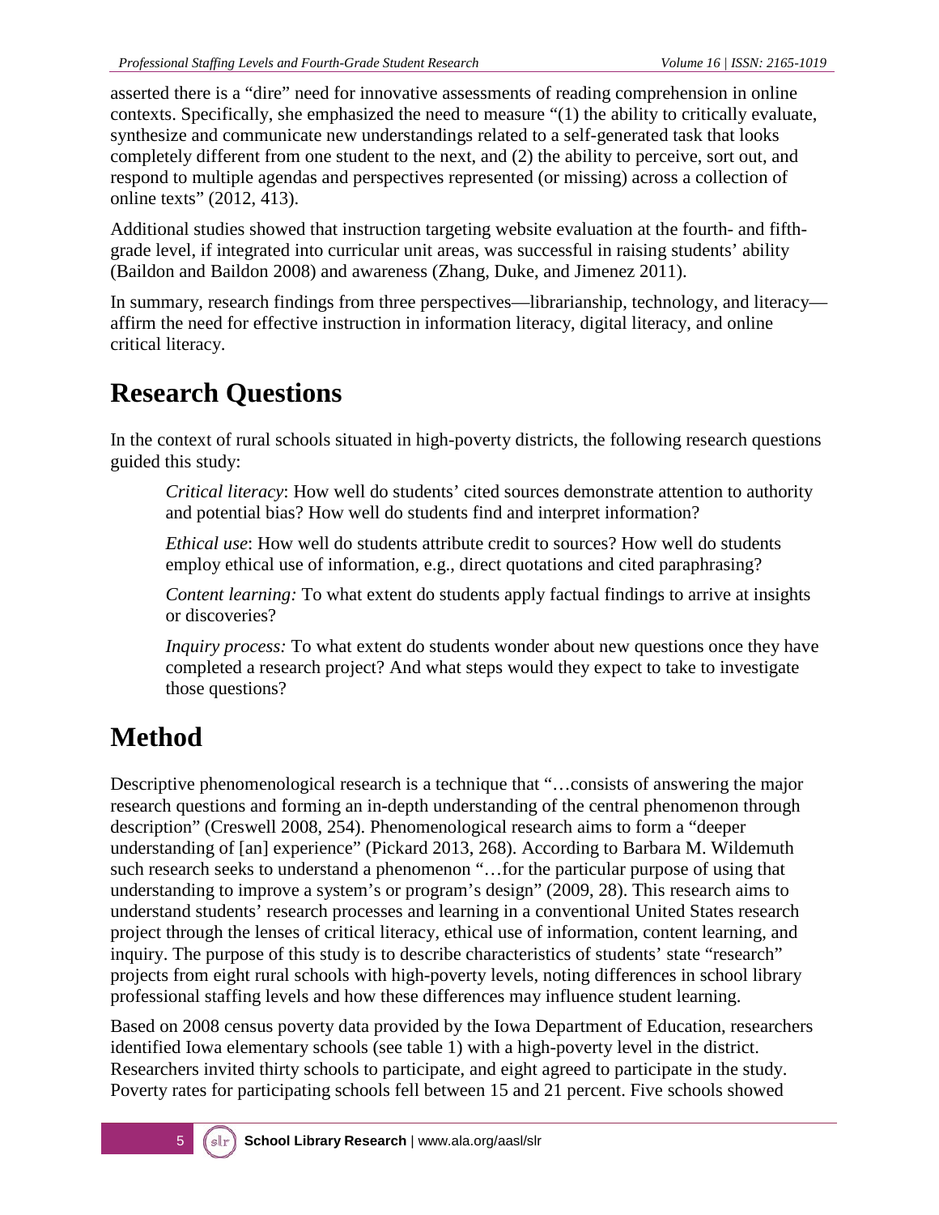asserted there is a "dire" need for innovative assessments of reading comprehension in online contexts. Specifically, she emphasized the need to measure "(1) the ability to critically evaluate, synthesize and communicate new understandings related to a self-generated task that looks completely different from one student to the next, and (2) the ability to perceive, sort out, and respond to multiple agendas and perspectives represented (or missing) across a collection of online texts" (2012, 413).

Additional studies showed that instruction targeting website evaluation at the fourth- and fifth-grade level, if integrated into curricular unit areas, was successful in raising students' ability (Baildon and Baildon 2008) and awareness (Zhang, Duke, and Jimenez 2011).

In summary, research findings from three perspectives—librarianship, technology, and literacy—affirm the need for effective instruction in information literacy, digital literacy, and online critical literacy.

## Research Questions

In the context of rural schools situated in high-poverty districts, the following research questions guided this study:

> *Critical literacy*: How well do students' cited sources demonstrate attention to authority and potential bias? How well do students find and interpret information?
>
> *Ethical use*: How well do students attribute credit to sources? How well do students employ ethical use of information, e.g., direct quotations and cited paraphrasing?
>
> *Content learning:* To what extent do students apply factual findings to arrive at insights or discoveries?
>
> *Inquiry process:* To what extent do students wonder about new questions once they have completed a research project? And what steps would they expect to take to investigate those questions?

## Method

Descriptive phenomenological research is a technique that "…consists of answering the major research questions and forming an in-depth understanding of the central phenomenon through description" (Creswell 2008, 254). Phenomenological research aims to form a "deeper understanding of [an] experience" (Pickard 2013, 268). According to Barbara M. Wildemuth such research seeks to understand a phenomenon "…for the particular purpose of using that understanding to improve a system's or program's design" (2009, 28). This research aims to understand students' research processes and learning in a conventional United States research project through the lenses of critical literacy, ethical use of information, content learning, and inquiry. The purpose of this study is to describe characteristics of students' state "research" projects from eight rural schools with high-poverty levels, noting differences in school library professional staffing levels and how these differences may influence student learning.

Based on 2008 census poverty data provided by the Iowa Department of Education, researchers identified Iowa elementary schools (see table 1) with a high-poverty level in the district. Researchers invited thirty schools to participate, and eight agreed to participate in the study. Poverty rates for participating schools fell between 15 and 21 percent. Five schools showed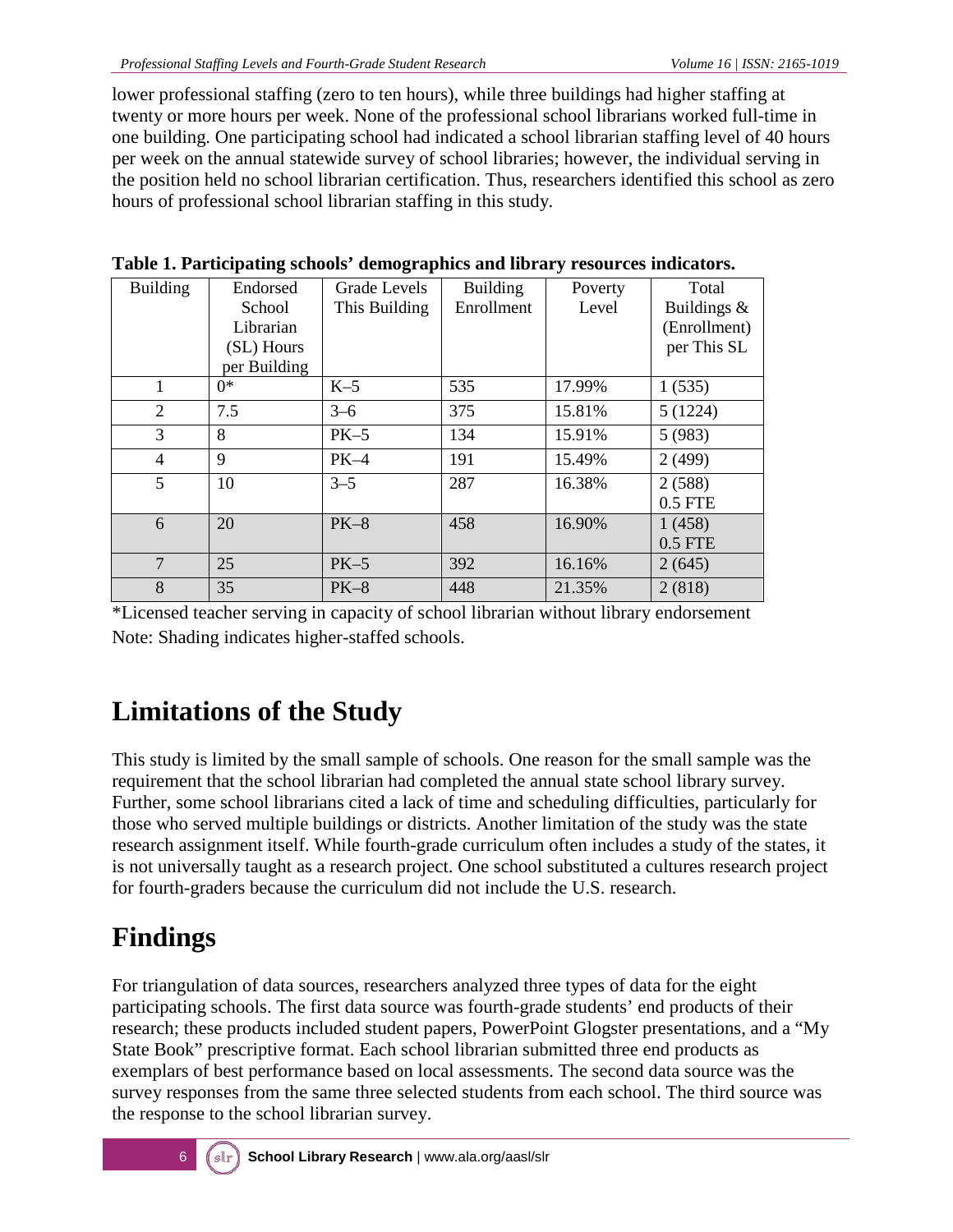lower professional staffing (zero to ten hours), while three buildings had higher staffing at twenty or more hours per week. None of the professional school librarians worked full-time in one building. One participating school had indicated a school librarian staffing level of 40 hours per week on the annual statewide survey of school libraries; however, the individual serving in the position held no school librarian certification. Thus, researchers identified this school as zero hours of professional school librarian staffing in this study.

**Table 1. Participating schools' demographics and library resources indicators.**

| Building | Endorsed School Librarian (SL) Hours per Building | Grade Levels This Building | Building Enrollment | Poverty Level | Total Buildings & (Enrollment) per This SL |
|---|---|---|---|---|---|
| 1 | 0* | K–5 | 535 | 17.99% | 1 (535) |
| 2 | 7.5 | 3–6 | 375 | 15.81% | 5 (1224) |
| 3 | 8 | PK–5 | 134 | 15.91% | 5 (983) |
| 4 | 9 | PK–4 | 191 | 15.49% | 2 (499) |
| 5 | 10 | 3–5 | 287 | 16.38% | 2 (588) 0.5 FTE |
| 6 | 20 | PK–8 | 458 | 16.90% | 1 (458) 0.5 FTE |
| 7 | 25 | PK–5 | 392 | 16.16% | 2 (645) |
| 8 | 35 | PK–8 | 448 | 21.35% | 2 (818) |

*Licensed teacher serving in capacity of school librarian without library endorsement

Note: Shading indicates higher-staffed schools.

# Limitations of the Study

This study is limited by the small sample of schools. One reason for the small sample was the requirement that the school librarian had completed the annual state school library survey. Further, some school librarians cited a lack of time and scheduling difficulties, particularly for those who served multiple buildings or districts. Another limitation of the study was the state research assignment itself. While fourth-grade curriculum often includes a study of the states, it is not universally taught as a research project. One school substituted a cultures research project for fourth-graders because the curriculum did not include the U.S. research.

# Findings

For triangulation of data sources, researchers analyzed three types of data for the eight participating schools. The first data source was fourth-grade students' end products of their research; these products included student papers, PowerPoint Glogster presentations, and a "My State Book" prescriptive format. Each school librarian submitted three end products as exemplars of best performance based on local assessments. The second data source was the survey responses from the same three selected students from each school. The third source was the response to the school librarian survey.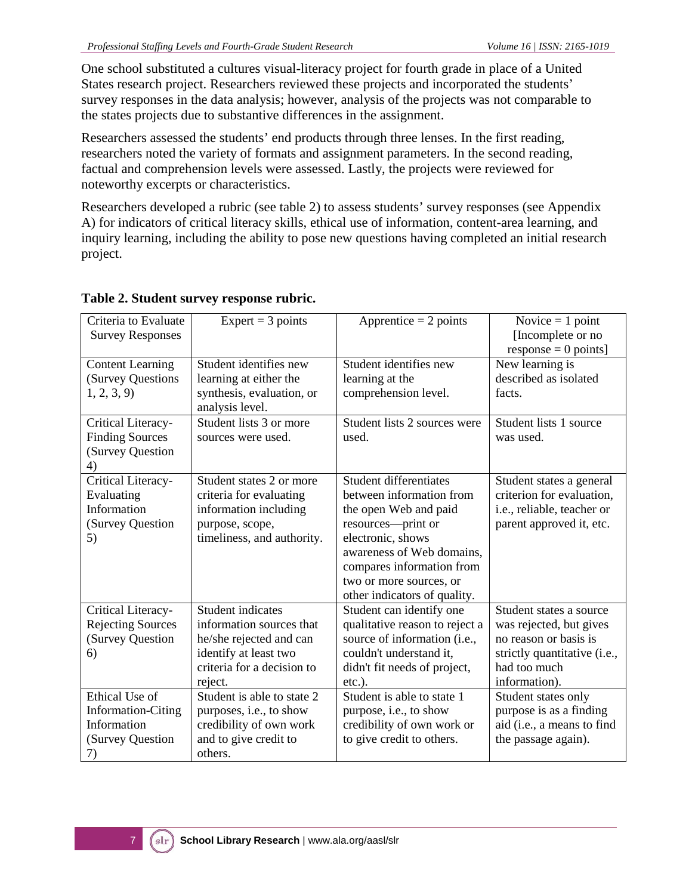One school substituted a cultures visual-literacy project for fourth grade in place of a United States research project. Researchers reviewed these projects and incorporated the students' survey responses in the data analysis; however, analysis of the projects was not comparable to the states projects due to substantive differences in the assignment.

Researchers assessed the students' end products through three lenses. In the first reading, researchers noted the variety of formats and assignment parameters. In the second reading, factual and comprehension levels were assessed. Lastly, the projects were reviewed for noteworthy excerpts or characteristics.

Researchers developed a rubric (see table 2) to assess students' survey responses (see Appendix A) for indicators of critical literacy skills, ethical use of information, content-area learning, and inquiry learning, including the ability to pose new questions having completed an initial research project.

**Table 2. Student survey response rubric.**

| Criteria to Evaluate Survey Responses | Expert = 3 points | Apprentice = 2 points | Novice = 1 point [Incomplete or no response = 0 points] |
|---|---|---|---|
| Content Learning (Survey Questions 1, 2, 3, 9) | Student identifies new learning at either the synthesis, evaluation, or analysis level. | Student identifies new learning at the comprehension level. | New learning is described as isolated facts. |
| Critical Literacy-Finding Sources (Survey Question 4) | Student lists 3 or more sources were used. | Student lists 2 sources were used. | Student lists 1 source was used. |
| Critical Literacy-Evaluating Information (Survey Question 5) | Student states 2 or more criteria for evaluating information including purpose, scope, timeliness, and authority. | Student differentiates between information from the open Web and paid resources—print or electronic, shows awareness of Web domains, compares information from two or more sources, or other indicators of quality. | Student states a general criterion for evaluation, i.e., reliable, teacher or parent approved it, etc. |
| Critical Literacy-Rejecting Sources (Survey Question 6) | Student indicates information sources that he/she rejected and can identify at least two criteria for a decision to reject. | Student can identify one qualitative reason to reject a source of information (i.e., couldn't understand it, didn't fit needs of project, etc.). | Student states a source was rejected, but gives no reason or basis is strictly quantitative (i.e., had too much information). |
| Ethical Use of Information-Citing Information (Survey Question 7) | Student is able to state 2 purposes, i.e., to show credibility of own work and to give credit to others. | Student is able to state 1 purpose, i.e., to show credibility of own work or to give credit to others. | Student states only purpose is as a finding aid (i.e., a means to find the passage again). |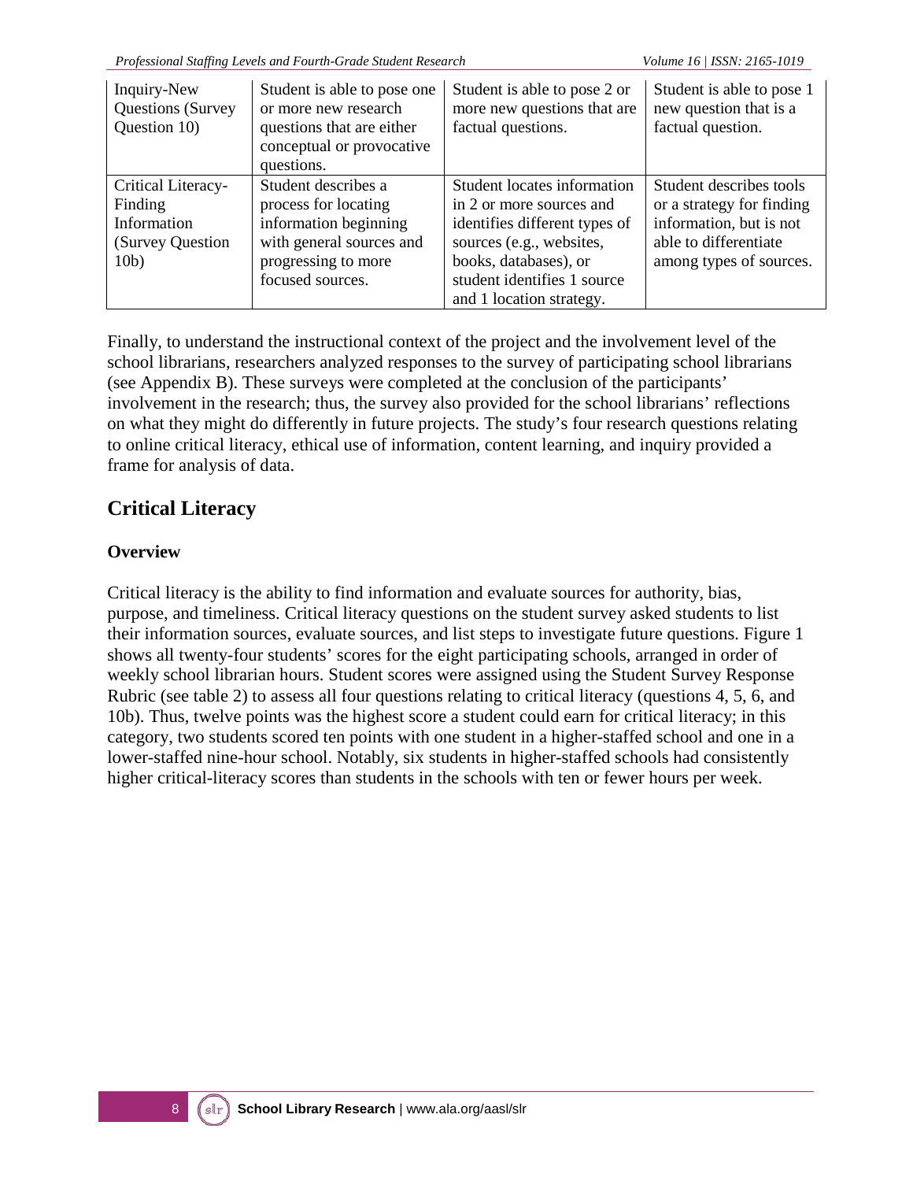| Inquiry-New Questions (Survey Question 10) | Student is able to pose one or more new research questions that are either conceptual or provocative questions. | Student is able to pose 2 or more new questions that are factual questions. | Student is able to pose 1 new question that is a factual question. |
|---|---|---|---|
| Critical Literacy-Finding Information (Survey Question 10b) | Student describes a process for locating information beginning with general sources and progressing to more focused sources. | Student locates information in 2 or more sources and identifies different types of sources (e.g., websites, books, databases), or student identifies 1 source and 1 location strategy. | Student describes tools or a strategy for finding information, but is not able to differentiate among types of sources. |

Finally, to understand the instructional context of the project and the involvement level of the school librarians, researchers analyzed responses to the survey of participating school librarians (see Appendix B). These surveys were completed at the conclusion of the participants' involvement in the research; thus, the survey also provided for the school librarians' reflections on what they might do differently in future projects. The study's four research questions relating to online critical literacy, ethical use of information, content learning, and inquiry provided a frame for analysis of data.

## Critical Literacy

### Overview

Critical literacy is the ability to find information and evaluate sources for authority, bias, purpose, and timeliness. Critical literacy questions on the student survey asked students to list their information sources, evaluate sources, and list steps to investigate future questions. Figure 1 shows all twenty-four students' scores for the eight participating schools, arranged in order of weekly school librarian hours. Student scores were assigned using the Student Survey Response Rubric (see table 2) to assess all four questions relating to critical literacy (questions 4, 5, 6, and 10b). Thus, twelve points was the highest score a student could earn for critical literacy; in this category, two students scored ten points with one student in a higher-staffed school and one in a lower-staffed nine-hour school. Notably, six students in higher-staffed schools had consistently higher critical-literacy scores than students in the schools with ten or fewer hours per week.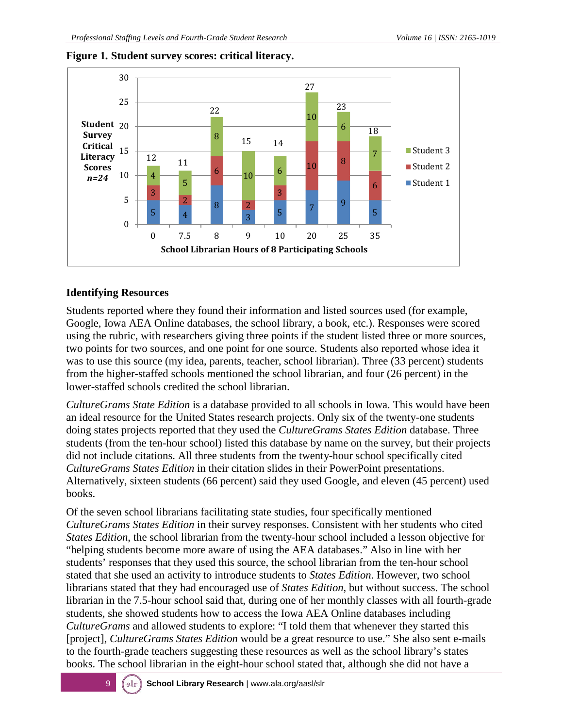**Figure 1. Student survey scores: critical literacy.**

| School Librarian Hours | Student 1 | Student 2 | Student 3 | Total |
|---|---|---|---|---|
| 0 | 5 | 3 | 4 | 12 |
| 7.5 | 4 | 2 | 5 | 11 |
| 8 | 8 | 6 | 8 | 22 |
| 9 | 3 | 2 | 10 | 15 |
| 10 | 5 | 3 | 6 | 14 |
| 20 | 7 | 10 | 10 | 27 |
| 25 | 9 | 8 | 6 | 23 |
| 35 | 5 | 6 | 7 | 18 |

Student Survey Critical Literacy Scores *n=24*; School Librarian Hours of 8 Participating Schools

## Identifying Resources

Students reported where they found their information and listed sources used (for example, Google, Iowa AEA Online databases, the school library, a book, etc.). Responses were scored using the rubric, with researchers giving three points if the student listed three or more sources, two points for two sources, and one point for one source. Students also reported whose idea it was to use this source (my idea, parents, teacher, school librarian). Three (33 percent) students from the higher-staffed schools mentioned the school librarian, and four (26 percent) in the lower-staffed schools credited the school librarian.

*CultureGrams State Edition* is a database provided to all schools in Iowa. This would have been an ideal resource for the United States research projects. Only six of the twenty-one students doing states projects reported that they used the *CultureGrams States Edition* database. Three students (from the ten-hour school) listed this database by name on the survey, but their projects did not include citations. All three students from the twenty-hour school specifically cited *CultureGrams States Edition* in their citation slides in their PowerPoint presentations. Alternatively, sixteen students (66 percent) said they used Google, and eleven (45 percent) used books.

Of the seven school librarians facilitating state studies, four specifically mentioned *CultureGrams States Edition* in their survey responses. Consistent with her students who cited *States Edition*, the school librarian from the twenty-hour school included a lesson objective for "helping students become more aware of using the AEA databases." Also in line with her students' responses that they used this source, the school librarian from the ten-hour school stated that she used an activity to introduce students to *States Edition*. However, two school librarians stated that they had encouraged use of *States Edition*, but without success. The school librarian in the 7.5-hour school said that, during one of her monthly classes with all fourth-grade students, she showed students how to access the Iowa AEA Online databases including *CultureGrams* and allowed students to explore: "I told them that whenever they started this [project], *CultureGrams States Edition* would be a great resource to use." She also sent e-mails to the fourth-grade teachers suggesting these resources as well as the school library's states books. The school librarian in the eight-hour school stated that, although she did not have a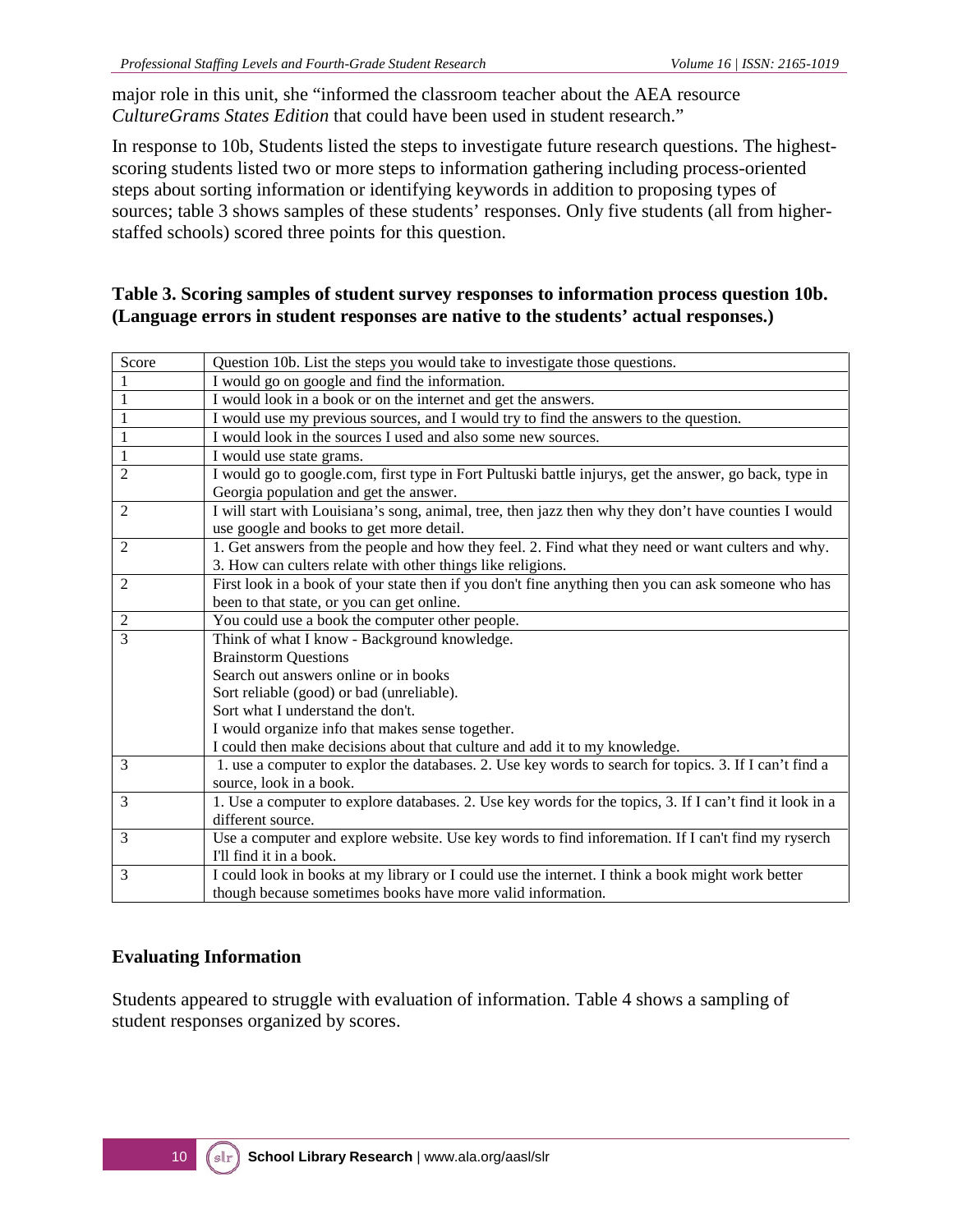major role in this unit, she "informed the classroom teacher about the AEA resource *CultureGrams States Edition* that could have been used in student research."

In response to 10b, Students listed the steps to investigate future research questions. The highest-scoring students listed two or more steps to information gathering including process-oriented steps about sorting information or identifying keywords in addition to proposing types of sources; table 3 shows samples of these students' responses. Only five students (all from higher-staffed schools) scored three points for this question.

**Table 3. Scoring samples of student survey responses to information process question 10b. (Language errors in student responses are native to the students' actual responses.)**

| Score | Question 10b. List the steps you would take to investigate those questions. |
|---|---|
| 1 | I would go on google and find the information. |
| 1 | I would look in a book or on the internet and get the answers. |
| 1 | I would use my previous sources, and I would try to find the answers to the question. |
| 1 | I would look in the sources I used and also some new sources. |
| 1 | I would use state grams. |
| 2 | I would go to google.com, first type in Fort Pultuski battle injurys, get the answer, go back, type in Georgia population and get the answer. |
| 2 | I will start with Louisiana's song, animal, tree, then jazz then why they don't have counties I would use google and books to get more detail. |
| 2 | 1. Get answers from the people and how they feel. 2. Find what they need or want culters and why. 3. How can culters relate with other things like religions. |
| 2 | First look in a book of your state then if you don't fine anything then you can ask someone who has been to that state, or you can get online. |
| 2 | You could use a book the computer other people. |
| 3 | Think of what I know - Background knowledge.<br>Brainstorm Questions<br>Search out answers online or in books<br>Sort reliable (good) or bad (unreliable).<br>Sort what I understand the don't.<br>I would organize info that makes sense together.<br>I could then make decisions about that culture and add it to my knowledge. |
| 3 | 1. use a computer to explor the databases. 2. Use key words to search for topics. 3. If I can't find a source, look in a book. |
| 3 | 1. Use a computer to explore databases. 2. Use key words for the topics, 3. If I can't find it look in a different source. |
| 3 | Use a computer and explore website. Use key words to find inforemation. If I can't find my ryserch I'll find it in a book. |
| 3 | I could look in books at my library or I could use the internet. I think a book might work better though because sometimes books have more valid information. |

### Evaluating Information

Students appeared to struggle with evaluation of information. Table 4 shows a sampling of student responses organized by scores.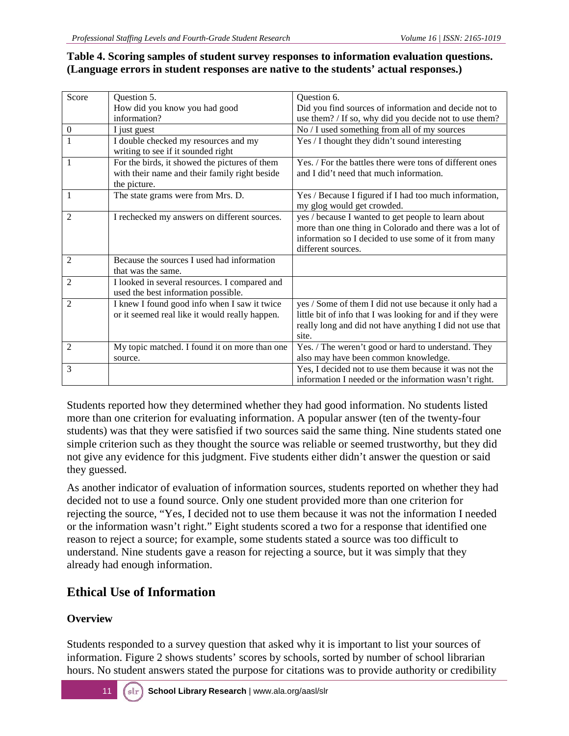**Table 4. Scoring samples of student survey responses to information evaluation questions. (Language errors in student responses are native to the students' actual responses.)**

| Score | Question 5.<br>How did you know you had good information? | Question 6.<br>Did you find sources of information and decide not to use them? / If so, why did you decide not to use them? |
|---|---|---|
| 0 | I just guest | No / I used something from all of my sources |
| 1 | I double checked my resources and my writing to see if it sounded right | Yes / I thought they didn't sound interesting |
| 1 | For the birds, it showed the pictures of them with their name and their family right beside the picture. | Yes. / For the battles there were tons of different ones and I did't need that much information. |
| 1 | The state grams were from Mrs. D. | Yes / Because I figured if I had too much information, my glog would get crowded. |
| 2 | I rechecked my answers on different sources. | yes / because I wanted to get people to learn about more than one thing in Colorado and there was a lot of information so I decided to use some of it from many different sources. |
| 2 | Because the sources I used had information that was the same. | |
| 2 | I looked in several resources. I compared and used the best information possible. | |
| 2 | I knew I found good info when I saw it twice or it seemed real like it would really happen. | yes / Some of them I did not use because it only had a little bit of info that I was looking for and if they were really long and did not have anything I did not use that site. |
| 2 | My topic matched. I found it on more than one source. | Yes. / The weren't good or hard to understand. They also may have been common knowledge. |
| 3 | | Yes, I decided not to use them because it was not the information I needed or the information wasn't right. |

Students reported how they determined whether they had good information. No students listed more than one criterion for evaluating information. A popular answer (ten of the twenty-four students) was that they were satisfied if two sources said the same thing. Nine students stated one simple criterion such as they thought the source was reliable or seemed trustworthy, but they did not give any evidence for this judgment. Five students either didn't answer the question or said they guessed.

As another indicator of evaluation of information sources, students reported on whether they had decided not to use a found source. Only one student provided more than one criterion for rejecting the source, "Yes, I decided not to use them because it was not the information I needed or the information wasn't right." Eight students scored a two for a response that identified one reason to reject a source; for example, some students stated a source was too difficult to understand. Nine students gave a reason for rejecting a source, but it was simply that they already had enough information.

## Ethical Use of Information

### Overview

Students responded to a survey question that asked why it is important to list your sources of information. Figure 2 shows students' scores by schools, sorted by number of school librarian hours. No student answers stated the purpose for citations was to provide authority or credibility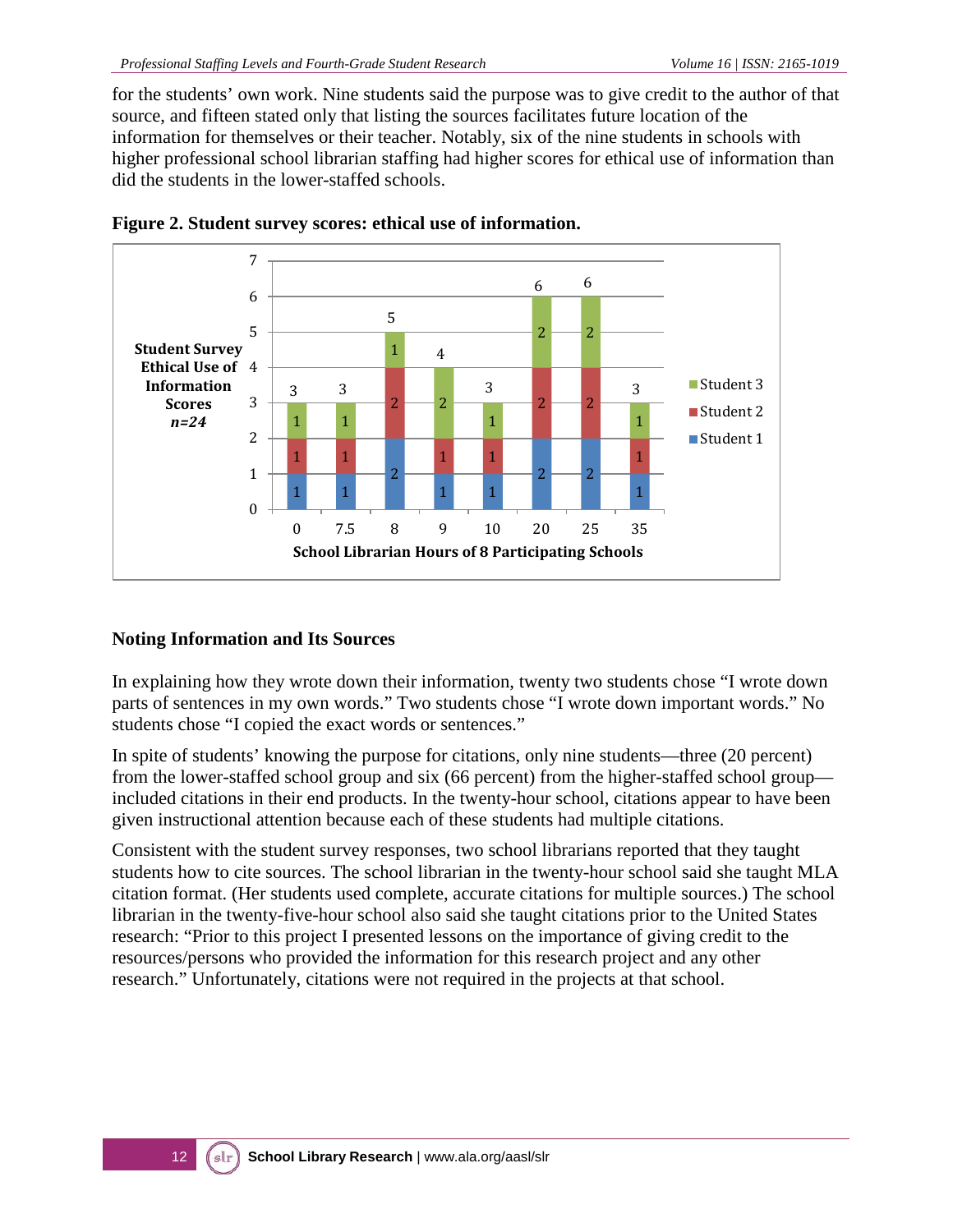for the students' own work. Nine students said the purpose was to give credit to the author of that source, and fifteen stated only that listing the sources facilitates future location of the information for themselves or their teacher. Notably, six of the nine students in schools with higher professional school librarian staffing had higher scores for ethical use of information than did the students in the lower-staffed schools.

**Figure 2. Student survey scores: ethical use of information.**

| School Librarian Hours of 8 Participating Schools | 0 | 7.5 | 8 | 9 | 10 | 20 | 25 | 35 |
|---|---|---|---|---|---|---|---|---|
| Student 1 | 1 | 1 | 2 | 1 | 1 | 2 | 2 | 1 |
| Student 2 | 1 | 1 | 2 | 1 | 1 | 2 | 2 | 1 |
| Student 3 | 1 | 1 | 1 | 2 | 1 | 2 | 2 | 1 |
| Total (Student Survey Ethical Use of Information Scores, *n=24*) | 3 | 3 | 5 | 4 | 3 | 6 | 6 | 3 |

### Noting Information and Its Sources

In explaining how they wrote down their information, twenty two students chose "I wrote down parts of sentences in my own words." Two students chose "I wrote down important words." No students chose "I copied the exact words or sentences."

In spite of students' knowing the purpose for citations, only nine students—three (20 percent) from the lower-staffed school group and six (66 percent) from the higher-staffed school group—included citations in their end products. In the twenty-hour school, citations appear to have been given instructional attention because each of these students had multiple citations.

Consistent with the student survey responses, two school librarians reported that they taught students how to cite sources. The school librarian in the twenty-hour school said she taught MLA citation format. (Her students used complete, accurate citations for multiple sources.) The school librarian in the twenty-five-hour school also said she taught citations prior to the United States research: "Prior to this project I presented lessons on the importance of giving credit to the resources/persons who provided the information for this research project and any other research." Unfortunately, citations were not required in the projects at that school.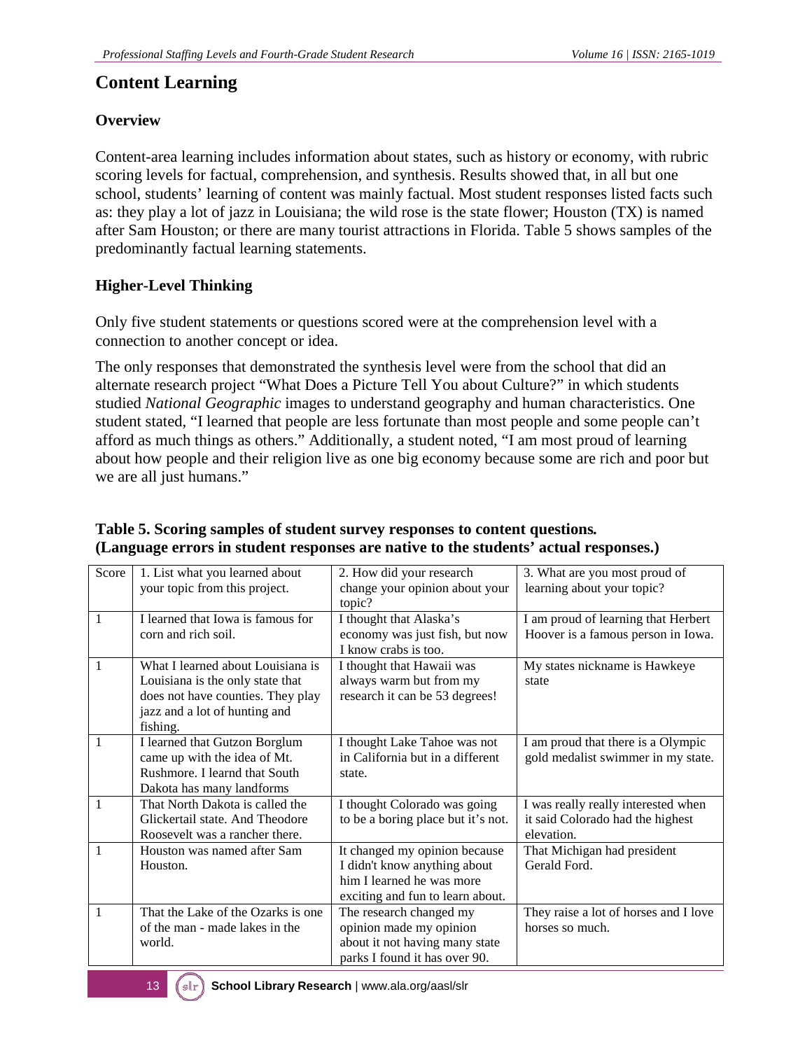## Content Learning

### Overview

Content-area learning includes information about states, such as history or economy, with rubric scoring levels for factual, comprehension, and synthesis. Results showed that, in all but one school, students' learning of content was mainly factual. Most student responses listed facts such as: they play a lot of jazz in Louisiana; the wild rose is the state flower; Houston (TX) is named after Sam Houston; or there are many tourist attractions in Florida. Table 5 shows samples of the predominantly factual learning statements.

### Higher-Level Thinking

Only five student statements or questions scored were at the comprehension level with a connection to another concept or idea.

The only responses that demonstrated the synthesis level were from the school that did an alternate research project "What Does a Picture Tell You about Culture?" in which students studied *National Geographic* images to understand geography and human characteristics. One student stated, "I learned that people are less fortunate than most people and some people can't afford as much things as others." Additionally, a student noted, "I am most proud of learning about how people and their religion live as one big economy because some are rich and poor but we are all just humans."

**Table 5. Scoring samples of student survey responses to content questions. (Language errors in student responses are native to the students' actual responses.)**

| Score | 1. List what you learned about your topic from this project. | 2. How did your research change your opinion about your topic? | 3. What are you most proud of learning about your topic? |
|---|---|---|---|
| 1 | I learned that Iowa is famous for corn and rich soil. | I thought that Alaska's economy was just fish, but now I know crabs is too. | I am proud of learning that Herbert Hoover is a famous person in Iowa. |
| 1 | What I learned about Louisiana is Louisiana is the only state that does not have counties. They play jazz and a lot of hunting and fishing. | I thought that Hawaii was always warm but from my research it can be 53 degrees! | My states nickname is Hawkeye state |
| 1 | I learned that Gutzon Borglum came up with the idea of Mt. Rushmore. I learnd that South Dakota has many landforms | I thought Lake Tahoe was not in California but in a different state. | I am proud that there is a Olympic gold medalist swimmer in my state. |
| 1 | That North Dakota is called the Glickertail state. And Theodore Roosevelt was a rancher there. | I thought Colorado was going to be a boring place but it's not. | I was really really interested when it said Colorado had the highest elevation. |
| 1 | Houston was named after Sam Houston. | It changed my opinion because I didn't know anything about him I learned he was more exciting and fun to learn about. | That Michigan had president Gerald Ford. |
| 1 | That the Lake of the Ozarks is one of the man - made lakes in the world. | The research changed my opinion made my opinion about it not having many state parks I found it has over 90. | They raise a lot of horses and I love horses so much. |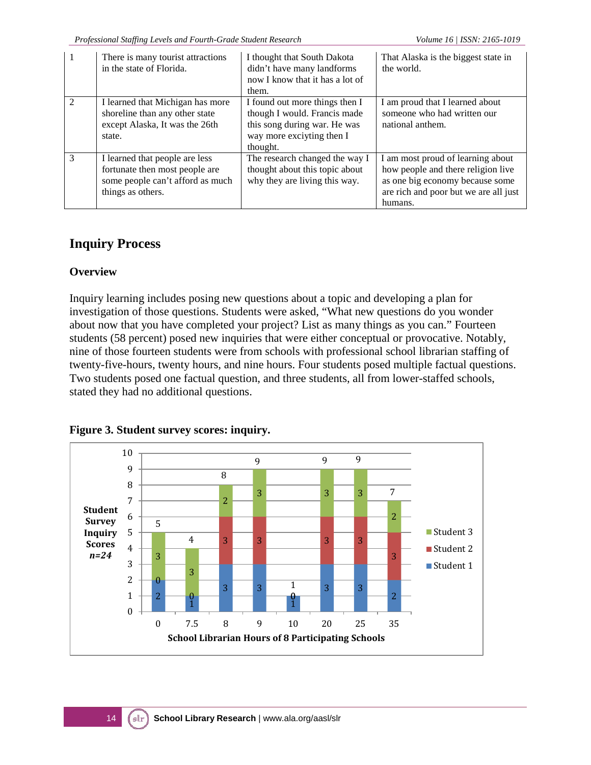| 1 | There is many tourist attractions in the state of Florida. | I thought that South Dakota didn't have many landforms now I know that it has a lot of them. | That Alaska is the biggest state in the world. |
|---|---|---|---|
| 2 | I learned that Michigan has more shoreline than any other state except Alaska, It was the 26th state. | I found out more things then I though I would. Francis made this song during war. He was way more exciyting then I thought. | I am proud that I learned about someone who had written our national anthem. |
| 3 | I learned that people are less fortunate then most people are some people can't afford as much things as others. | The research changed the way I thought about this topic about why they are living this way. | I am most proud of learning about how people and there religion live as one big economy because some are rich and poor but we are all just humans. |

## Inquiry Process

### Overview

Inquiry learning includes posing new questions about a topic and developing a plan for investigation of those questions. Students were asked, "What new questions do you wonder about now that you have completed your project? List as many things as you can." Fourteen students (58 percent) posed new inquiries that were either conceptual or provocative. Notably, nine of those fourteen students were from schools with professional school librarian staffing of twenty-five-hours, twenty hours, and nine hours. Four students posed multiple factual questions. Two students posed one factual question, and three students, all from lower-staffed schools, stated they had no additional questions.

**Figure 3. Student survey scores: inquiry.**

| School Librarian Hours | Student 1 | Student 2 | Student 3 | Total |
|---|---|---|---|---|
| 0 | 2 | 0 | 3 | 5 |
| 7.5 | 1 | 0 | 3 | 4 |
| 8 | 3 | 3 | 2 | 8 |
| 9 | 3 | 3 | 3 | 9 |
| 10 | 1 | 0 | | 1 |
| 20 | 3 | 3 | 3 | 9 |
| 25 | 3 | 3 | 3 | 9 |
| 35 | 2 | 3 | 2 | 7 |

Y-axis: Student Survey Inquiry Scores *n=24*; X-axis: School Librarian Hours of 8 Participating Schools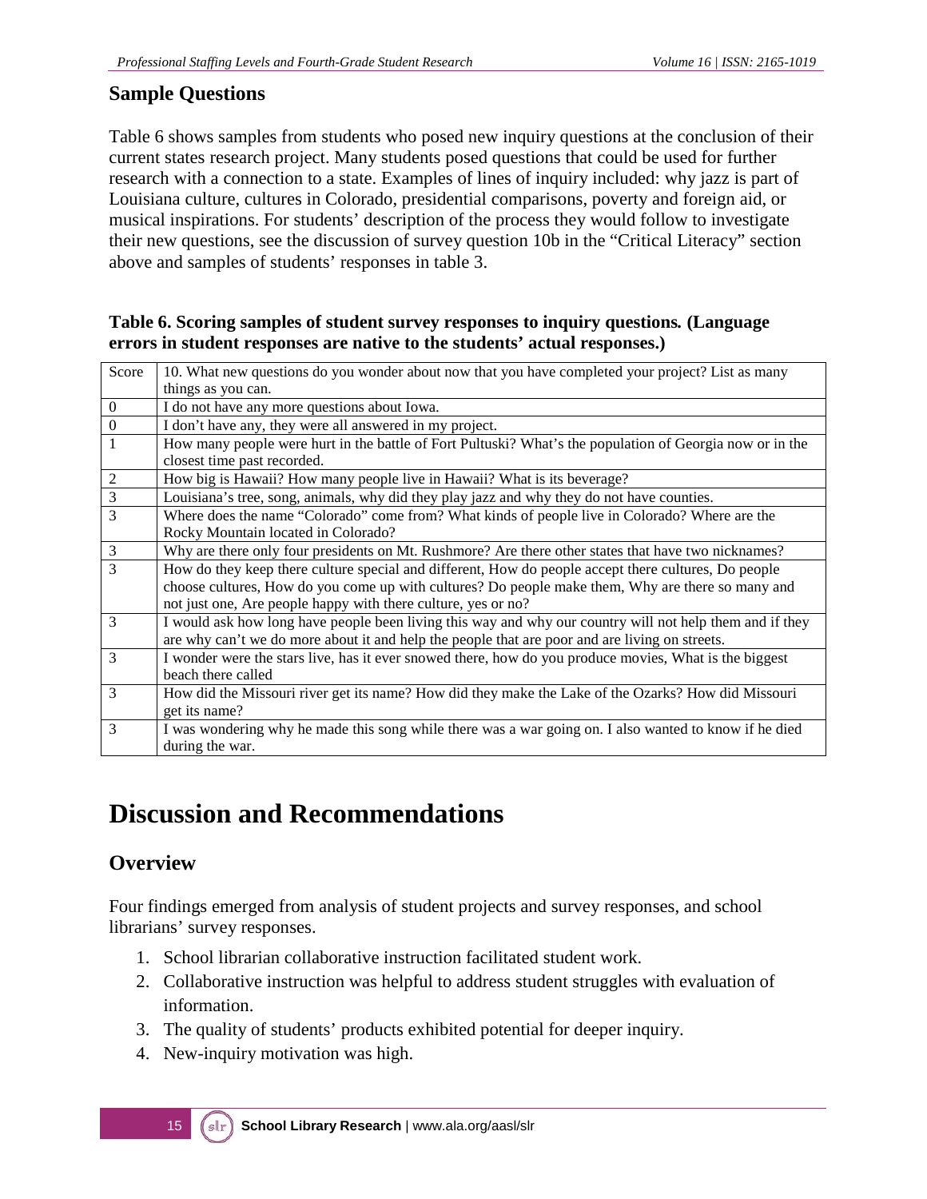## Sample Questions

Table 6 shows samples from students who posed new inquiry questions at the conclusion of their current states research project. Many students posed questions that could be used for further research with a connection to a state. Examples of lines of inquiry included: why jazz is part of Louisiana culture, cultures in Colorado, presidential comparisons, poverty and foreign aid, or musical inspirations. For students' description of the process they would follow to investigate their new questions, see the discussion of survey question 10b in the "Critical Literacy" section above and samples of students' responses in table 3.

**Table 6. Scoring samples of student survey responses to inquiry questions. (Language errors in student responses are native to the students' actual responses.)**

| Score | 10. What new questions do you wonder about now that you have completed your project? List as many things as you can. |
|---|---|
| 0 | I do not have any more questions about Iowa. |
| 0 | I don't have any, they were all answered in my project. |
| 1 | How many people were hurt in the battle of Fort Pultuski? What's the population of Georgia now or in the closest time past recorded. |
| 2 | How big is Hawaii? How many people live in Hawaii? What is its beverage? |
| 3 | Louisiana's tree, song, animals, why did they play jazz and why they do not have counties. |
| 3 | Where does the name "Colorado" come from? What kinds of people live in Colorado? Where are the Rocky Mountain located in Colorado? |
| 3 | Why are there only four presidents on Mt. Rushmore? Are there other states that have two nicknames? |
| 3 | How do they keep there culture special and different, How do people accept there cultures, Do people choose cultures, How do you come up with cultures? Do people make them, Why are there so many and not just one, Are people happy with there culture, yes or no? |
| 3 | I would ask how long have people been living this way and why our country will not help them and if they are why can't we do more about it and help the people that are poor and are living on streets. |
| 3 | I wonder were the stars live, has it ever snowed there, how do you produce movies, What is the biggest beach there called |
| 3 | How did the Missouri river get its name? How did they make the Lake of the Ozarks? How did Missouri get its name? |
| 3 | I was wondering why he made this song while there was a war going on. I also wanted to know if he died during the war. |

# Discussion and Recommendations

## Overview

Four findings emerged from analysis of student projects and survey responses, and school librarians' survey responses.

1. School librarian collaborative instruction facilitated student work.
2. Collaborative instruction was helpful to address student struggles with evaluation of information.
3. The quality of students' products exhibited potential for deeper inquiry.
4. New-inquiry motivation was high.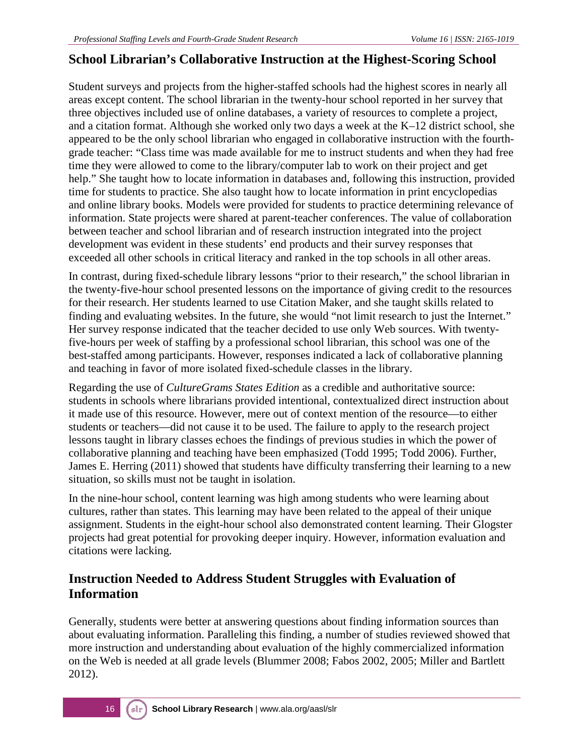## School Librarian's Collaborative Instruction at the Highest-Scoring School

Student surveys and projects from the higher-staffed schools had the highest scores in nearly all areas except content. The school librarian in the twenty-hour school reported in her survey that three objectives included use of online databases, a variety of resources to complete a project, and a citation format. Although she worked only two days a week at the K–12 district school, she appeared to be the only school librarian who engaged in collaborative instruction with the fourth-grade teacher: "Class time was made available for me to instruct students and when they had free time they were allowed to come to the library/computer lab to work on their project and get help." She taught how to locate information in databases and, following this instruction, provided time for students to practice. She also taught how to locate information in print encyclopedias and online library books. Models were provided for students to practice determining relevance of information. State projects were shared at parent-teacher conferences. The value of collaboration between teacher and school librarian and of research instruction integrated into the project development was evident in these students' end products and their survey responses that exceeded all other schools in critical literacy and ranked in the top schools in all other areas.

In contrast, during fixed-schedule library lessons "prior to their research," the school librarian in the twenty-five-hour school presented lessons on the importance of giving credit to the resources for their research. Her students learned to use Citation Maker, and she taught skills related to finding and evaluating websites. In the future, she would "not limit research to just the Internet." Her survey response indicated that the teacher decided to use only Web sources. With twenty-five-hours per week of staffing by a professional school librarian, this school was one of the best-staffed among participants. However, responses indicated a lack of collaborative planning and teaching in favor of more isolated fixed-schedule classes in the library.

Regarding the use of *CultureGrams States Edition* as a credible and authoritative source: students in schools where librarians provided intentional, contextualized direct instruction about it made use of this resource. However, mere out of context mention of the resource—to either students or teachers—did not cause it to be used. The failure to apply to the research project lessons taught in library classes echoes the findings of previous studies in which the power of collaborative planning and teaching have been emphasized (Todd 1995; Todd 2006). Further, James E. Herring (2011) showed that students have difficulty transferring their learning to a new situation, so skills must not be taught in isolation.

In the nine-hour school, content learning was high among students who were learning about cultures, rather than states. This learning may have been related to the appeal of their unique assignment. Students in the eight-hour school also demonstrated content learning. Their Glogster projects had great potential for provoking deeper inquiry. However, information evaluation and citations were lacking.

## Instruction Needed to Address Student Struggles with Evaluation of Information

Generally, students were better at answering questions about finding information sources than about evaluating information. Paralleling this finding, a number of studies reviewed showed that more instruction and understanding about evaluation of the highly commercialized information on the Web is needed at all grade levels (Blummer 2008; Fabos 2002, 2005; Miller and Bartlett 2012).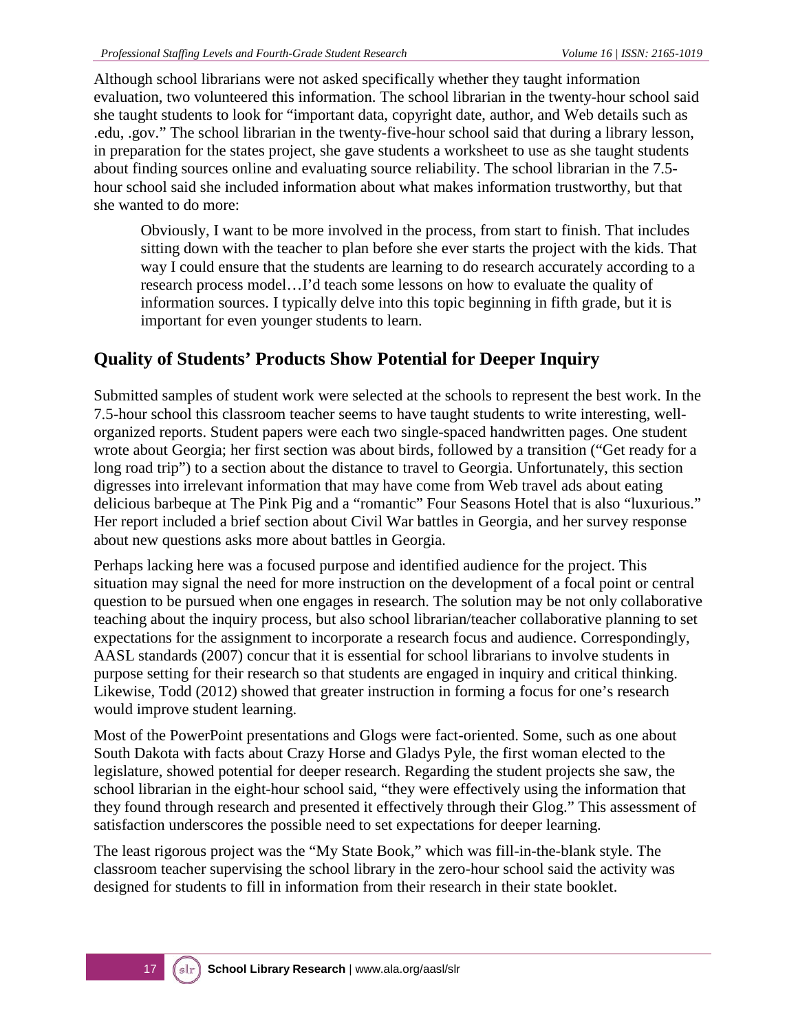Although school librarians were not asked specifically whether they taught information evaluation, two volunteered this information. The school librarian in the twenty-hour school said she taught students to look for "important data, copyright date, author, and Web details such as .edu, .gov." The school librarian in the twenty-five-hour school said that during a library lesson, in preparation for the states project, she gave students a worksheet to use as she taught students about finding sources online and evaluating source reliability. The school librarian in the 7.5-hour school said she included information about what makes information trustworthy, but that she wanted to do more:

> Obviously, I want to be more involved in the process, from start to finish. That includes sitting down with the teacher to plan before she ever starts the project with the kids. That way I could ensure that the students are learning to do research accurately according to a research process model…I'd teach some lessons on how to evaluate the quality of information sources. I typically delve into this topic beginning in fifth grade, but it is important for even younger students to learn.

## Quality of Students' Products Show Potential for Deeper Inquiry

Submitted samples of student work were selected at the schools to represent the best work. In the 7.5-hour school this classroom teacher seems to have taught students to write interesting, well-organized reports. Student papers were each two single-spaced handwritten pages. One student wrote about Georgia; her first section was about birds, followed by a transition ("Get ready for a long road trip") to a section about the distance to travel to Georgia. Unfortunately, this section digresses into irrelevant information that may have come from Web travel ads about eating delicious barbeque at The Pink Pig and a "romantic" Four Seasons Hotel that is also "luxurious." Her report included a brief section about Civil War battles in Georgia, and her survey response about new questions asks more about battles in Georgia.

Perhaps lacking here was a focused purpose and identified audience for the project. This situation may signal the need for more instruction on the development of a focal point or central question to be pursued when one engages in research. The solution may be not only collaborative teaching about the inquiry process, but also school librarian/teacher collaborative planning to set expectations for the assignment to incorporate a research focus and audience. Correspondingly, AASL standards (2007) concur that it is essential for school librarians to involve students in purpose setting for their research so that students are engaged in inquiry and critical thinking. Likewise, Todd (2012) showed that greater instruction in forming a focus for one's research would improve student learning.

Most of the PowerPoint presentations and Glogs were fact-oriented. Some, such as one about South Dakota with facts about Crazy Horse and Gladys Pyle, the first woman elected to the legislature, showed potential for deeper research. Regarding the student projects she saw, the school librarian in the eight-hour school said, "they were effectively using the information that they found through research and presented it effectively through their Glog." This assessment of satisfaction underscores the possible need to set expectations for deeper learning.

The least rigorous project was the "My State Book," which was fill-in-the-blank style. The classroom teacher supervising the school library in the zero-hour school said the activity was designed for students to fill in information from their research in their state booklet.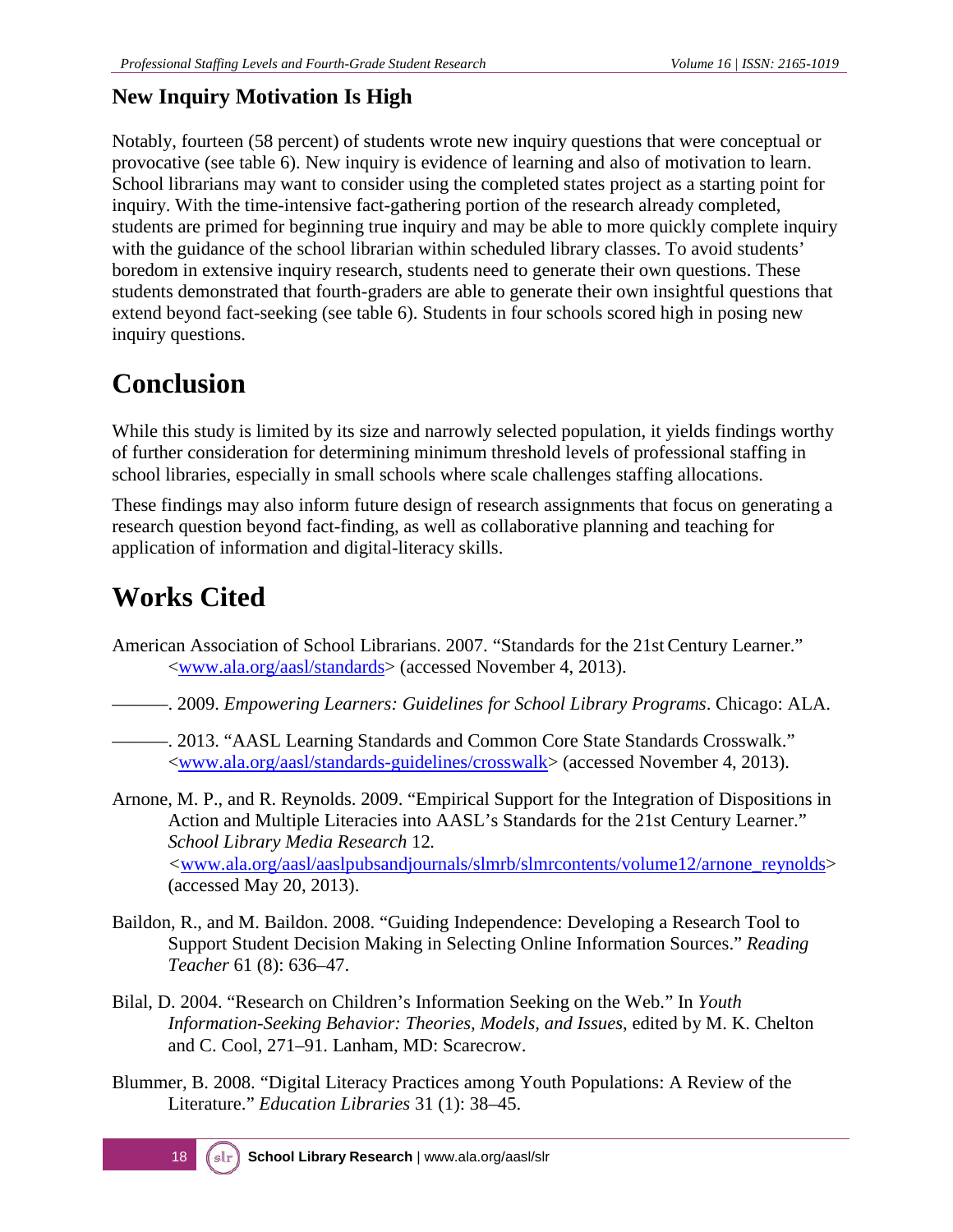### New Inquiry Motivation Is High

Notably, fourteen (58 percent) of students wrote new inquiry questions that were conceptual or provocative (see table 6). New inquiry is evidence of learning and also of motivation to learn. School librarians may want to consider using the completed states project as a starting point for inquiry. With the time-intensive fact-gathering portion of the research already completed, students are primed for beginning true inquiry and may be able to more quickly complete inquiry with the guidance of the school librarian within scheduled library classes. To avoid students' boredom in extensive inquiry research, students need to generate their own questions. These students demonstrated that fourth-graders are able to generate their own insightful questions that extend beyond fact-seeking (see table 6). Students in four schools scored high in posing new inquiry questions.

## Conclusion

While this study is limited by its size and narrowly selected population, it yields findings worthy of further consideration for determining minimum threshold levels of professional staffing in school libraries, especially in small schools where scale challenges staffing allocations.

These findings may also inform future design of research assignments that focus on generating a research question beyond fact-finding, as well as collaborative planning and teaching for application of information and digital-literacy skills.

## Works Cited

American Association of School Librarians. 2007. "Standards for the 21st Century Learner." <www.ala.org/aasl/standards> (accessed November 4, 2013).

———. 2009. *Empowering Learners: Guidelines for School Library Programs*. Chicago: ALA.

———. 2013. "AASL Learning Standards and Common Core State Standards Crosswalk." <www.ala.org/aasl/standards-guidelines/crosswalk> (accessed November 4, 2013).

Arnone, M. P., and R. Reynolds. 2009. "Empirical Support for the Integration of Dispositions in Action and Multiple Literacies into AASL's Standards for the 21st Century Learner." *School Library Media Research* 12. <www.ala.org/aasl/aaslpubsandjournals/slmrb/slmrcontents/volume12/arnone_reynolds> (accessed May 20, 2013).

Baildon, R., and M. Baildon. 2008. "Guiding Independence: Developing a Research Tool to Support Student Decision Making in Selecting Online Information Sources." *Reading Teacher* 61 (8): 636–47.

Bilal, D. 2004. "Research on Children's Information Seeking on the Web." In *Youth Information-Seeking Behavior: Theories, Models, and Issues*, edited by M. K. Chelton and C. Cool, 271–91. Lanham, MD: Scarecrow.

Blummer, B. 2008. "Digital Literacy Practices among Youth Populations: A Review of the Literature." *Education Libraries* 31 (1): 38–45.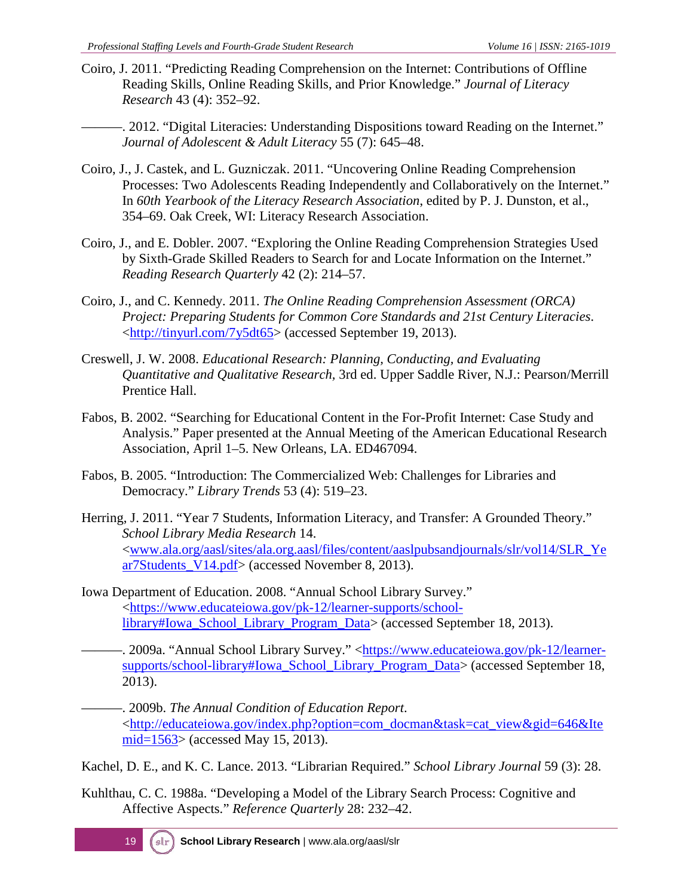Coiro, J. 2011. "Predicting Reading Comprehension on the Internet: Contributions of Offline Reading Skills, Online Reading Skills, and Prior Knowledge." *Journal of Literacy Research* 43 (4): 352–92.

———. 2012. "Digital Literacies: Understanding Dispositions toward Reading on the Internet." *Journal of Adolescent & Adult Literacy* 55 (7): 645–48.

Coiro, J., J. Castek, and L. Guzniczak. 2011. "Uncovering Online Reading Comprehension Processes: Two Adolescents Reading Independently and Collaboratively on the Internet." In *60th Yearbook of the Literacy Research Association*, edited by P. J. Dunston, et al., 354–69. Oak Creek, WI: Literacy Research Association.

Coiro, J., and E. Dobler. 2007. "Exploring the Online Reading Comprehension Strategies Used by Sixth-Grade Skilled Readers to Search for and Locate Information on the Internet." *Reading Research Quarterly* 42 (2): 214–57.

Coiro, J., and C. Kennedy. 2011. *The Online Reading Comprehension Assessment (ORCA) Project: Preparing Students for Common Core Standards and 21st Century Literacies*. <http://tinyurl.com/7y5dt65> (accessed September 19, 2013).

Creswell, J. W. 2008. *Educational Research: Planning, Conducting, and Evaluating Quantitative and Qualitative Research,* 3rd ed. Upper Saddle River, N.J.: Pearson/Merrill Prentice Hall.

Fabos, B. 2002. "Searching for Educational Content in the For-Profit Internet: Case Study and Analysis." Paper presented at the Annual Meeting of the American Educational Research Association, April 1–5. New Orleans, LA. ED467094.

Fabos, B. 2005. "Introduction: The Commercialized Web: Challenges for Libraries and Democracy." *Library Trends* 53 (4): 519–23.

Herring, J. 2011. "Year 7 Students, Information Literacy, and Transfer: A Grounded Theory." *School Library Media Research* 14. <www.ala.org/aasl/sites/ala.org.aasl/files/content/aaslpubsandjournals/slr/vol14/SLR_Year7Students_V14.pdf> (accessed November 8, 2013).

Iowa Department of Education. 2008. "Annual School Library Survey." <https://www.educateiowa.gov/pk-12/learner-supports/school-library#Iowa_School_Library_Program_Data> (accessed September 18, 2013).

———. 2009a. "Annual School Library Survey." <https://www.educateiowa.gov/pk-12/learner-supports/school-library#Iowa_School_Library_Program_Data> (accessed September 18, 2013).

———. 2009b. *The Annual Condition of Education Report*. <http://educateiowa.gov/index.php?option=com_docman&task=cat_view&gid=646&Itemid=1563> (accessed May 15, 2013).

Kachel, D. E., and K. C. Lance. 2013. "Librarian Required." *School Library Journal* 59 (3): 28.

Kuhlthau, C. C. 1988a. "Developing a Model of the Library Search Process: Cognitive and Affective Aspects." *Reference Quarterly* 28: 232–42.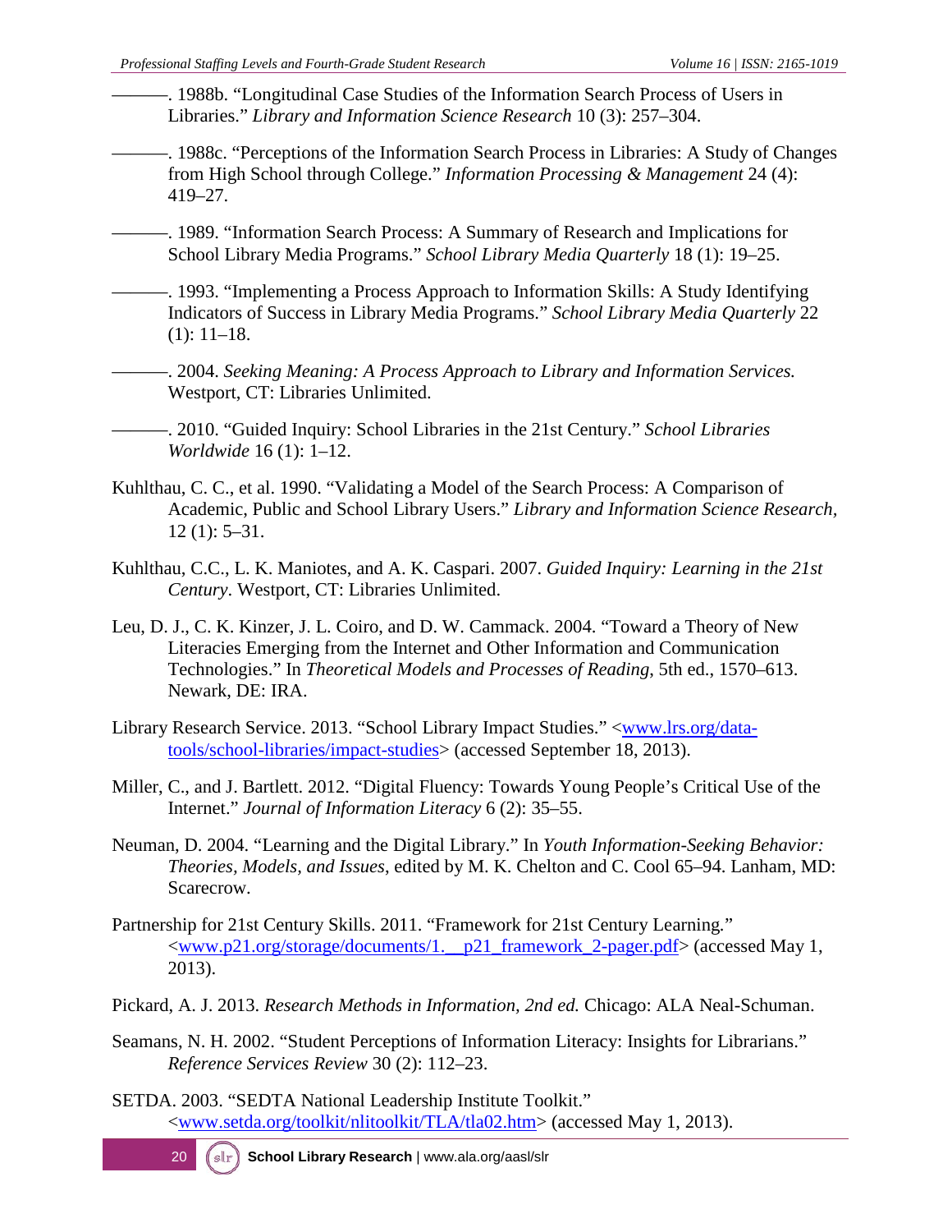———. 1988b. "Longitudinal Case Studies of the Information Search Process of Users in Libraries." *Library and Information Science Research* 10 (3): 257–304.

———. 1988c. "Perceptions of the Information Search Process in Libraries: A Study of Changes from High School through College." *Information Processing & Management* 24 (4): 419–27.

———. 1989. "Information Search Process: A Summary of Research and Implications for School Library Media Programs." *School Library Media Quarterly* 18 (1): 19–25.

———. 1993. "Implementing a Process Approach to Information Skills: A Study Identifying Indicators of Success in Library Media Programs." *School Library Media Quarterly* 22 (1): 11–18.

———. 2004. *Seeking Meaning: A Process Approach to Library and Information Services.* Westport, CT: Libraries Unlimited.

———. 2010. "Guided Inquiry: School Libraries in the 21st Century." *School Libraries Worldwide* 16 (1): 1–12.

Kuhlthau, C. C., et al. 1990. "Validating a Model of the Search Process: A Comparison of Academic, Public and School Library Users." *Library and Information Science Research,* 12 (1): 5–31.

Kuhlthau, C.C., L. K. Maniotes, and A. K. Caspari. 2007. *Guided Inquiry: Learning in the 21st Century*. Westport, CT: Libraries Unlimited.

Leu, D. J., C. K. Kinzer, J. L. Coiro, and D. W. Cammack. 2004. "Toward a Theory of New Literacies Emerging from the Internet and Other Information and Communication Technologies." In *Theoretical Models and Processes of Reading*, 5th ed., 1570–613. Newark, DE: IRA.

Library Research Service. 2013. "School Library Impact Studies." <www.lrs.org/data-tools/school-libraries/impact-studies> (accessed September 18, 2013).

Miller, C., and J. Bartlett. 2012. "Digital Fluency: Towards Young People's Critical Use of the Internet." *Journal of Information Literacy* 6 (2): 35–55.

Neuman, D. 2004. "Learning and the Digital Library." In *Youth Information-Seeking Behavior: Theories, Models, and Issues*, edited by M. K. Chelton and C. Cool 65–94. Lanham, MD: Scarecrow.

Partnership for 21st Century Skills. 2011. "Framework for 21st Century Learning." <www.p21.org/storage/documents/1.__p21_framework_2-pager.pdf> (accessed May 1, 2013).

Pickard, A. J. 2013. *Research Methods in Information, 2nd ed.* Chicago: ALA Neal-Schuman.

Seamans, N. H. 2002. "Student Perceptions of Information Literacy: Insights for Librarians." *Reference Services Review* 30 (2): 112–23.

SETDA. 2003. "SEDTA National Leadership Institute Toolkit." <www.setda.org/toolkit/nlitoolkit/TLA/tla02.htm> (accessed May 1, 2013).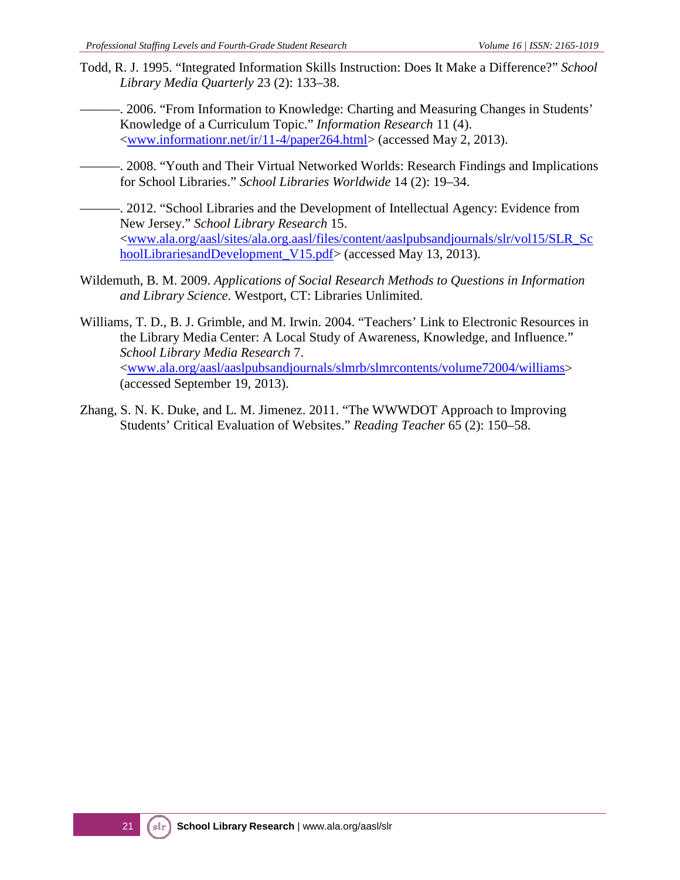Todd, R. J. 1995. "Integrated Information Skills Instruction: Does It Make a Difference?" *School Library Media Quarterly* 23 (2): 133–38.

———. 2006. "From Information to Knowledge: Charting and Measuring Changes in Students' Knowledge of a Curriculum Topic." *Information Research* 11 (4). <www.informationr.net/ir/11-4/paper264.html> (accessed May 2, 2013).

———. 2008. "Youth and Their Virtual Networked Worlds: Research Findings and Implications for School Libraries." *School Libraries Worldwide* 14 (2): 19–34.

———. 2012. "School Libraries and the Development of Intellectual Agency: Evidence from New Jersey." *School Library Research* 15. <www.ala.org/aasl/sites/ala.org.aasl/files/content/aaslpubsandjournals/slr/vol15/SLR_SchoolLibrariesandDevelopment_V15.pdf> (accessed May 13, 2013).

Wildemuth, B. M. 2009. *Applications of Social Research Methods to Questions in Information and Library Science*. Westport, CT: Libraries Unlimited.

Williams, T. D., B. J. Grimble, and M. Irwin. 2004. "Teachers' Link to Electronic Resources in the Library Media Center: A Local Study of Awareness, Knowledge, and Influence." *School Library Media Research* 7. <www.ala.org/aasl/aaslpubsandjournals/slmrb/slmrcontents/volume72004/williams> (accessed September 19, 2013).

Zhang, S. N. K. Duke, and L. M. Jimenez. 2011. "The WWWDOT Approach to Improving Students' Critical Evaluation of Websites." *Reading Teacher* 65 (2): 150–58.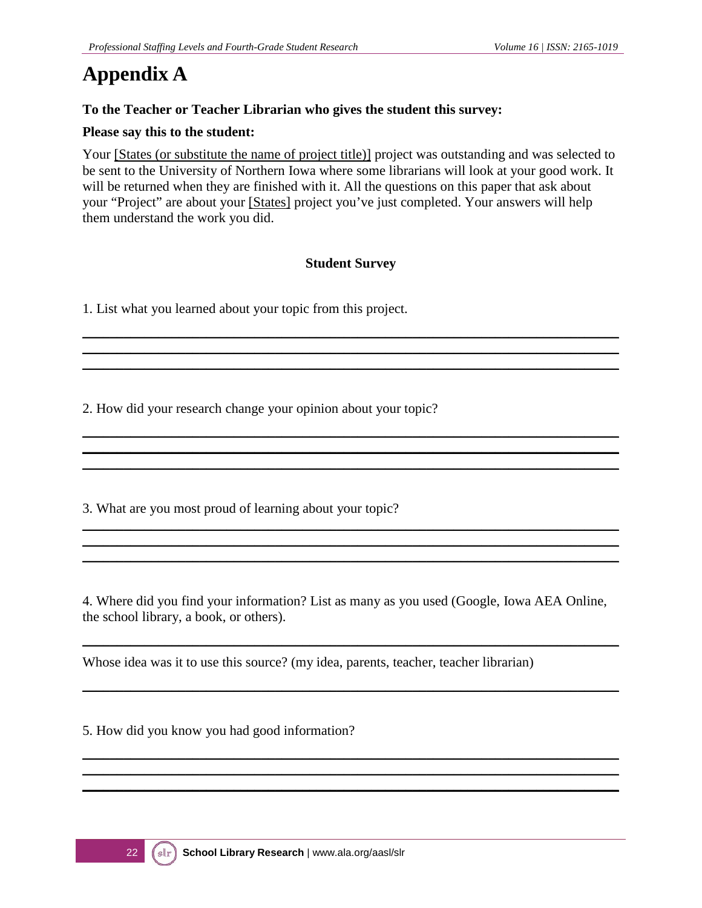# Appendix A

**To the Teacher or Teacher Librarian who gives the student this survey:**

**Please say this to the student:**

Your [States (or substitute the name of project title)] project was outstanding and was selected to be sent to the University of Northern Iowa where some librarians will look at your good work. It will be returned when they are finished with it. All the questions on this paper that ask about your "Project" are about your [States] project you've just completed. Your answers will help them understand the work you did.

**Student Survey**

1. List what you learned about your topic from this project.

___

___

___

2. How did your research change your opinion about your topic?

___

___

___

3. What are you most proud of learning about your topic?

___

___

___

4. Where did you find your information? List as many as you used (Google, Iowa AEA Online, the school library, a book, or others).

___

Whose idea was it to use this source? (my idea, parents, teacher, teacher librarian)

___

5. How did you know you had good information?

___

___

___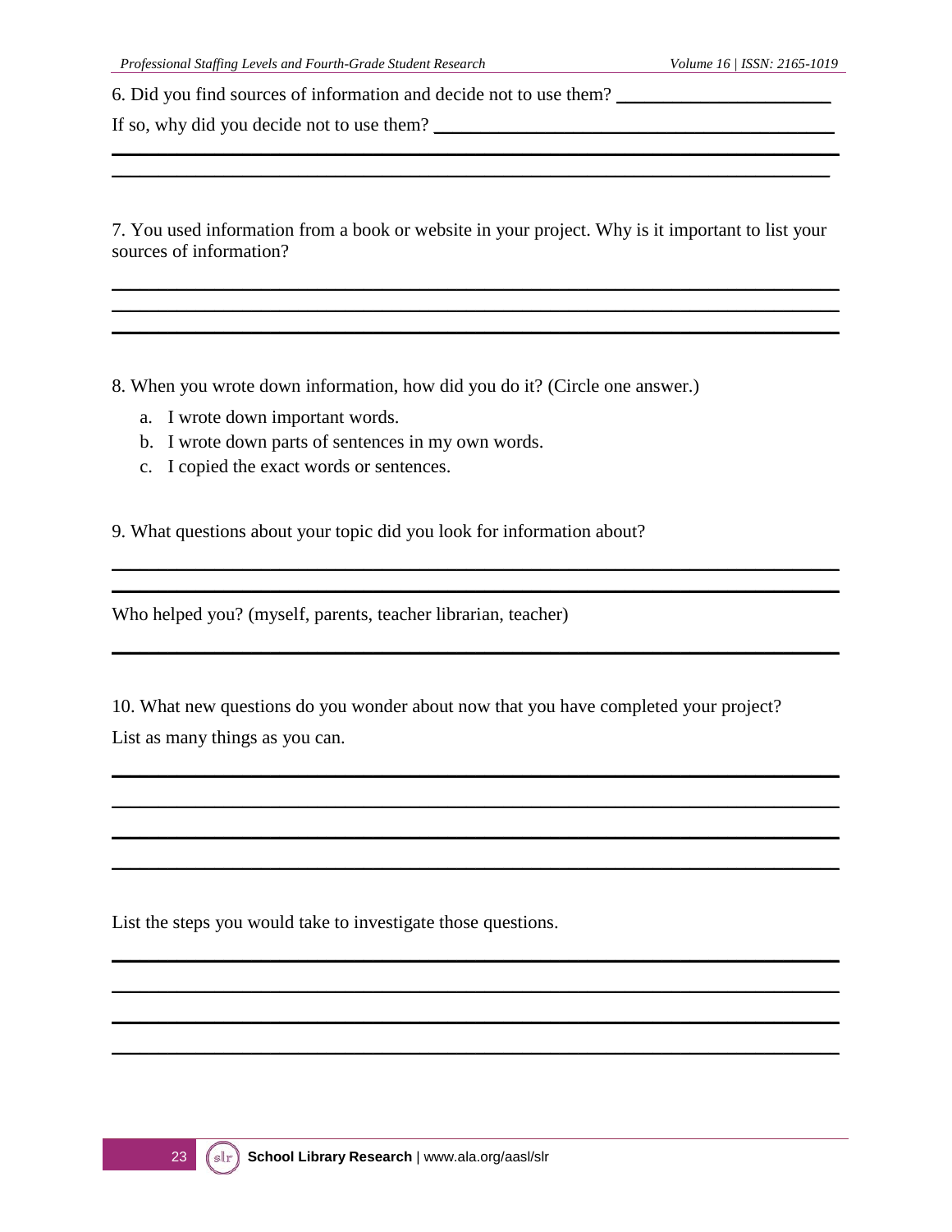6. Did you find sources of information and decide not to use them? ______________________

If so, why did you decide not to use them? ________________________________________

____________________________________________________________________________

____________________________________________________________________________

7. You used information from a book or website in your project. Why is it important to list your sources of information?

____________________________________________________________________________

____________________________________________________________________________

____________________________________________________________________________

8. When you wrote down information, how did you do it? (Circle one answer.)

a. I wrote down important words.
b. I wrote down parts of sentences in my own words.
c. I copied the exact words or sentences.

9. What questions about your topic did you look for information about?

____________________________________________________________________________

____________________________________________________________________________

Who helped you? (myself, parents, teacher librarian, teacher)

____________________________________________________________________________

10. What new questions do you wonder about now that you have completed your project?

List as many things as you can.

____________________________________________________________________________

____________________________________________________________________________

____________________________________________________________________________

____________________________________________________________________________

List the steps you would take to investigate those questions.

____________________________________________________________________________

____________________________________________________________________________

____________________________________________________________________________

____________________________________________________________________________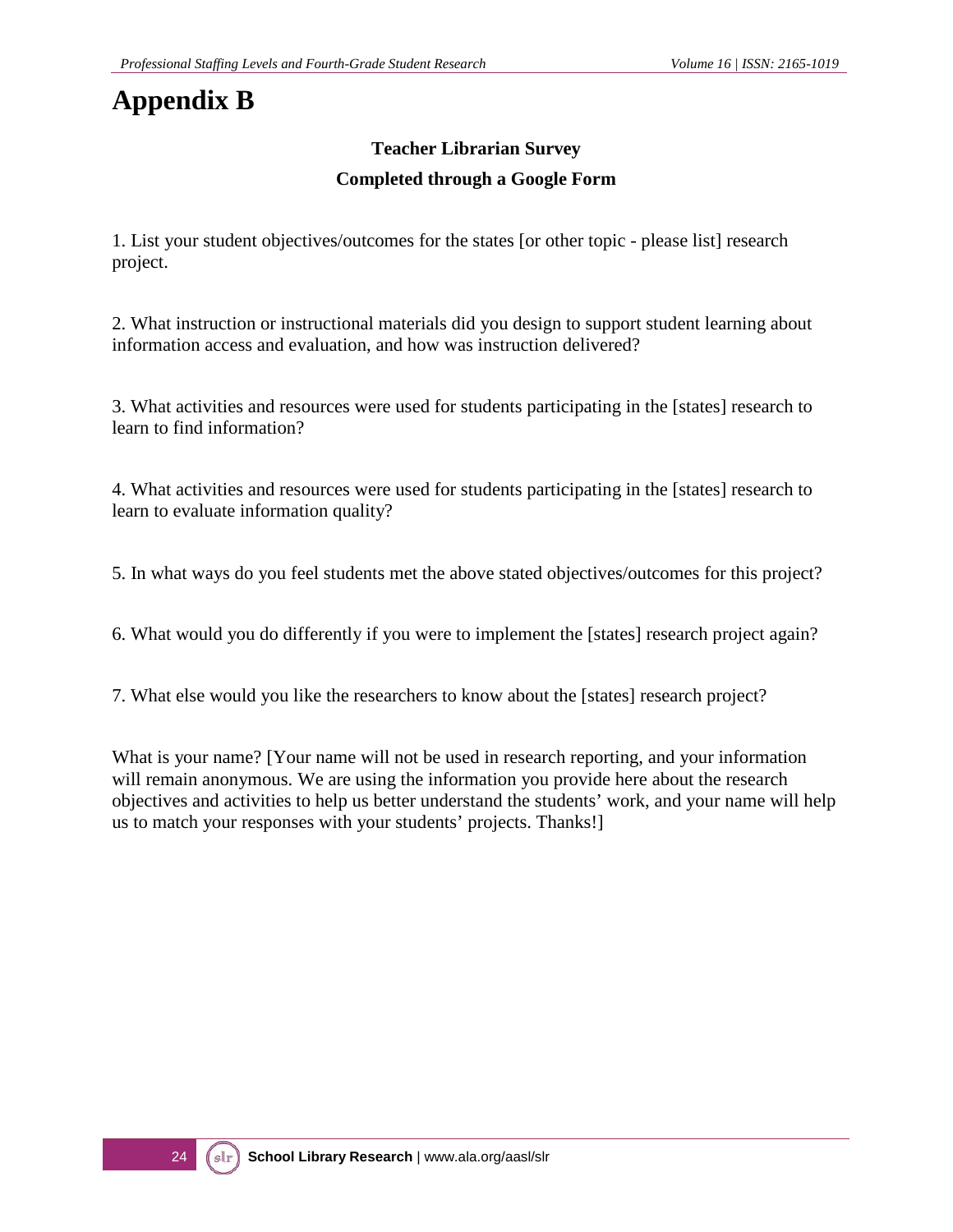# Appendix B

**Teacher Librarian Survey**

**Completed through a Google Form**

1. List your student objectives/outcomes for the states [or other topic - please list] research project.

2. What instruction or instructional materials did you design to support student learning about information access and evaluation, and how was instruction delivered?

3. What activities and resources were used for students participating in the [states] research to learn to find information?

4. What activities and resources were used for students participating in the [states] research to learn to evaluate information quality?

5. In what ways do you feel students met the above stated objectives/outcomes for this project?

6. What would you do differently if you were to implement the [states] research project again?

7. What else would you like the researchers to know about the [states] research project?

What is your name? [Your name will not be used in research reporting, and your information will remain anonymous. We are using the information you provide here about the research objectives and activities to help us better understand the students' work, and your name will help us to match your responses with your students' projects. Thanks!]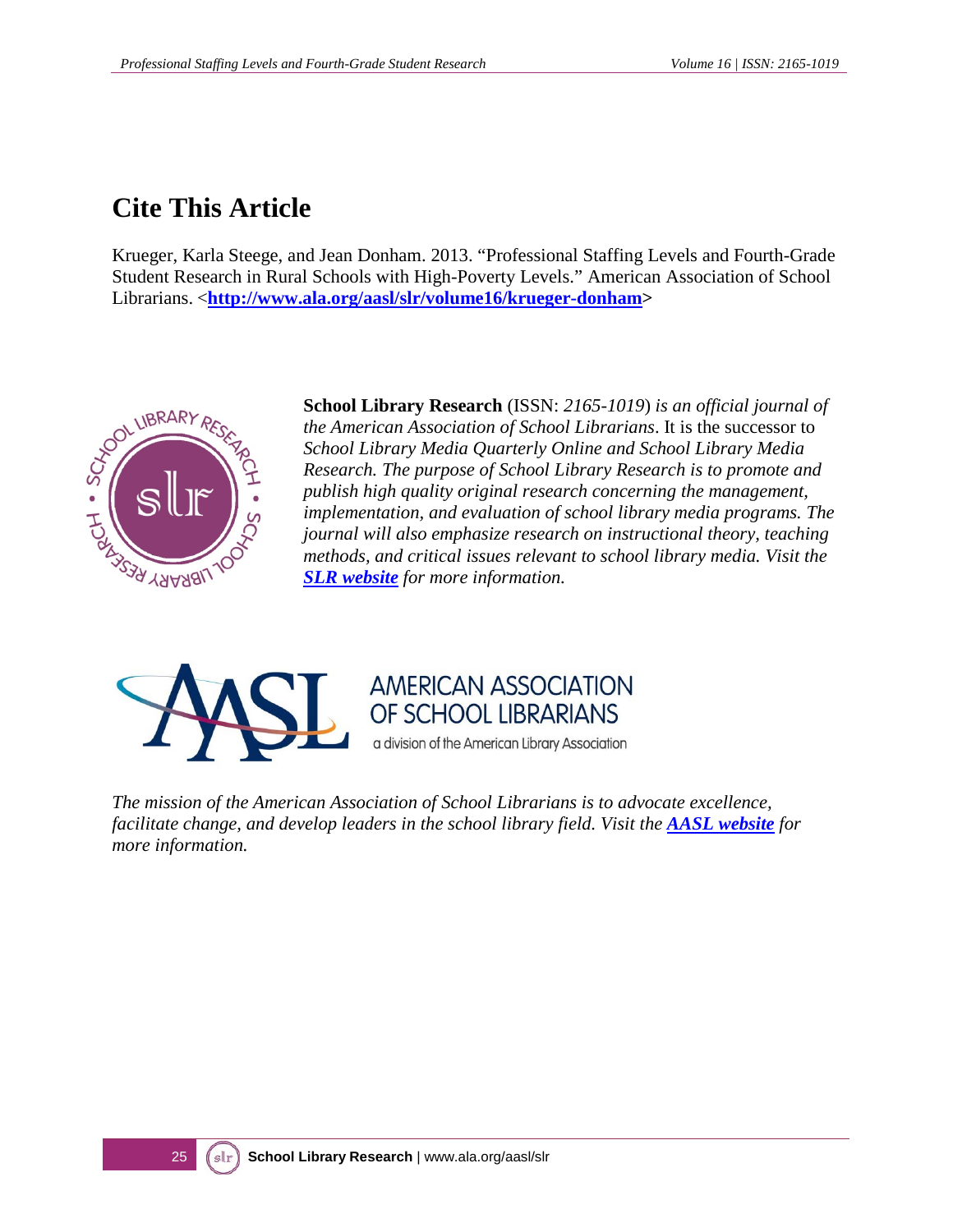## Cite This Article

Krueger, Karla Steege, and Jean Donham. 2013. "Professional Staffing Levels and Fourth-Grade Student Research in Rural Schools with High-Poverty Levels." American Association of School Librarians. <**http://www.ala.org/aasl/slr/volume16/krueger-donham**>

**School Library Research** (ISSN: *2165-1019*) *is an official journal of the American Association of School Librarians*. It is the successor to *School Library Media Quarterly Online and School Library Media Research. The purpose of School Library Research is to promote and publish high quality original research concerning the management, implementation, and evaluation of school library media programs. The journal will also emphasize research on instructional theory, teaching methods, and critical issues relevant to school library media. Visit the* ***SLR website*** *for more information.*

AMERICAN ASSOCIATION OF SCHOOL LIBRARIANS

a division of the American Library Association

*The mission of the American Association of School Librarians is to advocate excellence, facilitate change, and develop leaders in the school library field. Visit the* ***AASL website*** *for more information.*